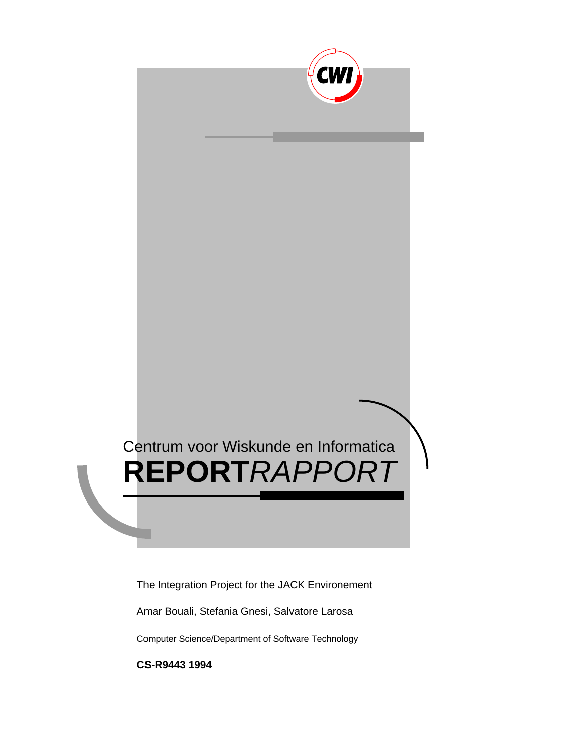CWI

Centrum voor Wiskunde en Informatica

**REPORT***RAPPORT*

The Integration Project for the JACK Environement

Amar Bouali, Stefania Gnesi, Salvatore Larosa

Computer Science/Department of Software Technology

**CS-R9443 1994**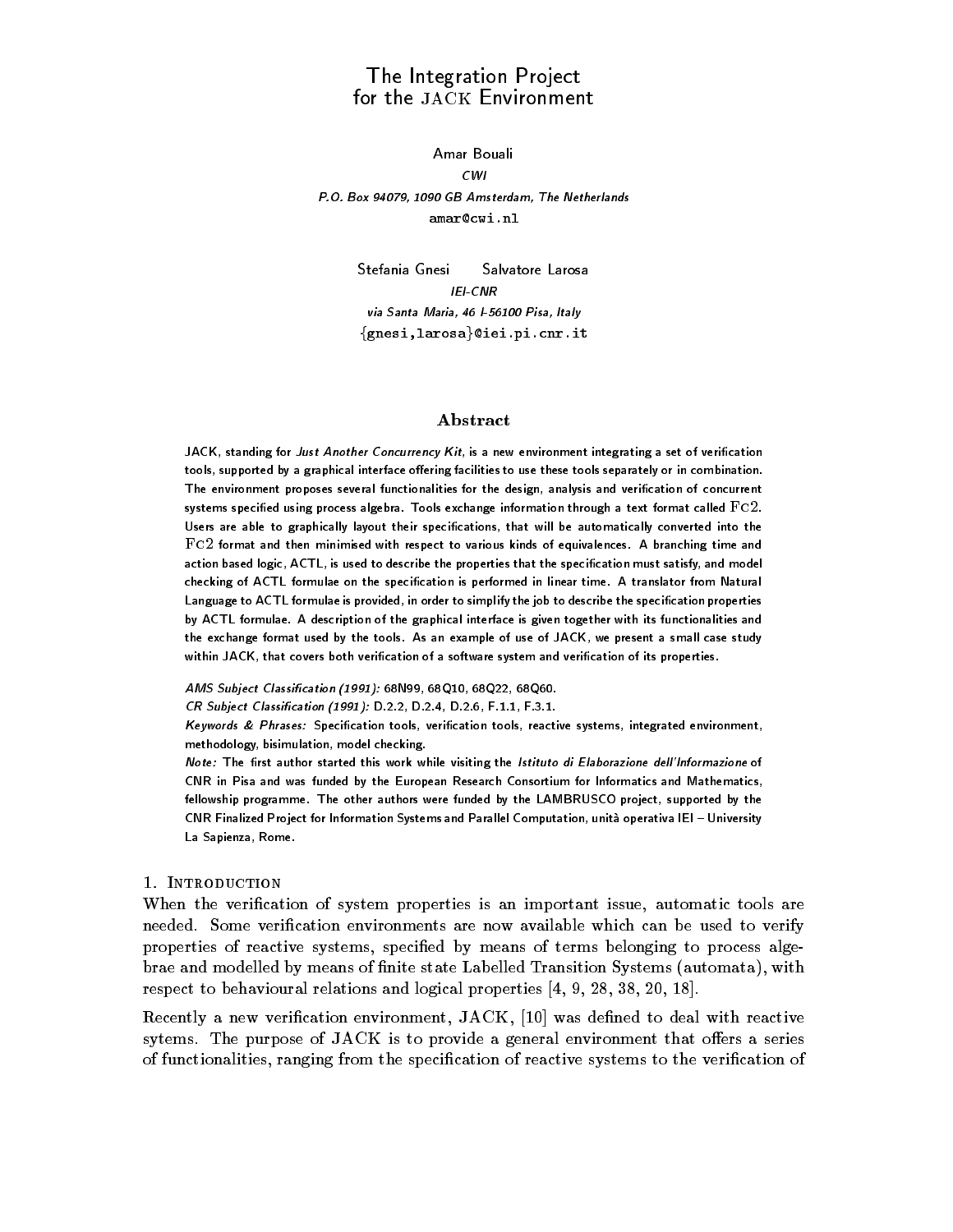# The Integration Project for the JACK Environment

Amar Bouali

*CWI*

*P.O. Box 94079, 1090 GB Amsterdam, The Netherlands*

`amar@cwi.nl`

Stefania Gnesi  Salvatore Larosa

*IEI-CNR*

*via Santa Maria, 46 I-56100 Pisa, Italy*

`{gnesi,larosa}@iei.pi.cnr.it`

## Abstract

JACK, standing for *Just Another Concurrency Kit*, is a new environment integrating a set of verification tools, supported by a graphical interface offering facilities to use these tools separately or in combination. The environment proposes several functionalities for the design, analysis and verification of concurrent systems specified using process algebra. Tools exchange information through a text format called FC2. Users are able to graphically layout their specifications, that will be automatically converted into the FC2 format and then minimised with respect to various kinds of equivalences. A branching time and action based logic, ACTL, is used to describe the properties that the specification must satisfy, and model checking of ACTL formulae on the specification is performed in linear time. A translator from Natural Language to ACTL formulae is provided, in order to simplify the job to describe the specification properties by ACTL formulae. A description of the graphical interface is given together with its functionalities and the exchange format used by the tools. As an example of use of JACK, we present a small case study within JACK, that covers both verification of a software system and verification of its properties.

*AMS Subject Classification (1991):* 68N99, 68Q10, 68Q22, 68Q60.

*CR Subject Classification (1991):* D.2.2, D.2.4, D.2.6, F.1.1, F.3.1.

*Keywords & Phrases:* Specification tools, verification tools, reactive systems, integrated environment, methodology, bisimulation, model checking.

*Note:* The first author started this work while visiting the *Istituto di Elaborazione dell'Informazione* of CNR in Pisa and was funded by the European Research Consortium for Informatics and Mathematics, fellowship programme. The other authors were funded by the LAMBRUSCO project, supported by the CNR Finalized Project for Information Systems and Parallel Computation, unità operativa IEI – University La Sapienza, Rome.

## 1. Introduction

When the verification of system properties is an important issue, automatic tools are needed. Some verification environments are now available which can be used to verify properties of reactive systems, specified by means of terms belonging to process algebrae and modelled by means of finite state Labelled Transition Systems (automata), with respect to behavioural relations and logical properties [4, 9, 28, 38, 20, 18].

Recently a new verification environment, JACK, [10] was defined to deal with reactive sytems. The purpose of JACK is to provide a general environment that offers a series of functionalities, ranging from the specification of reactive systems to the verification of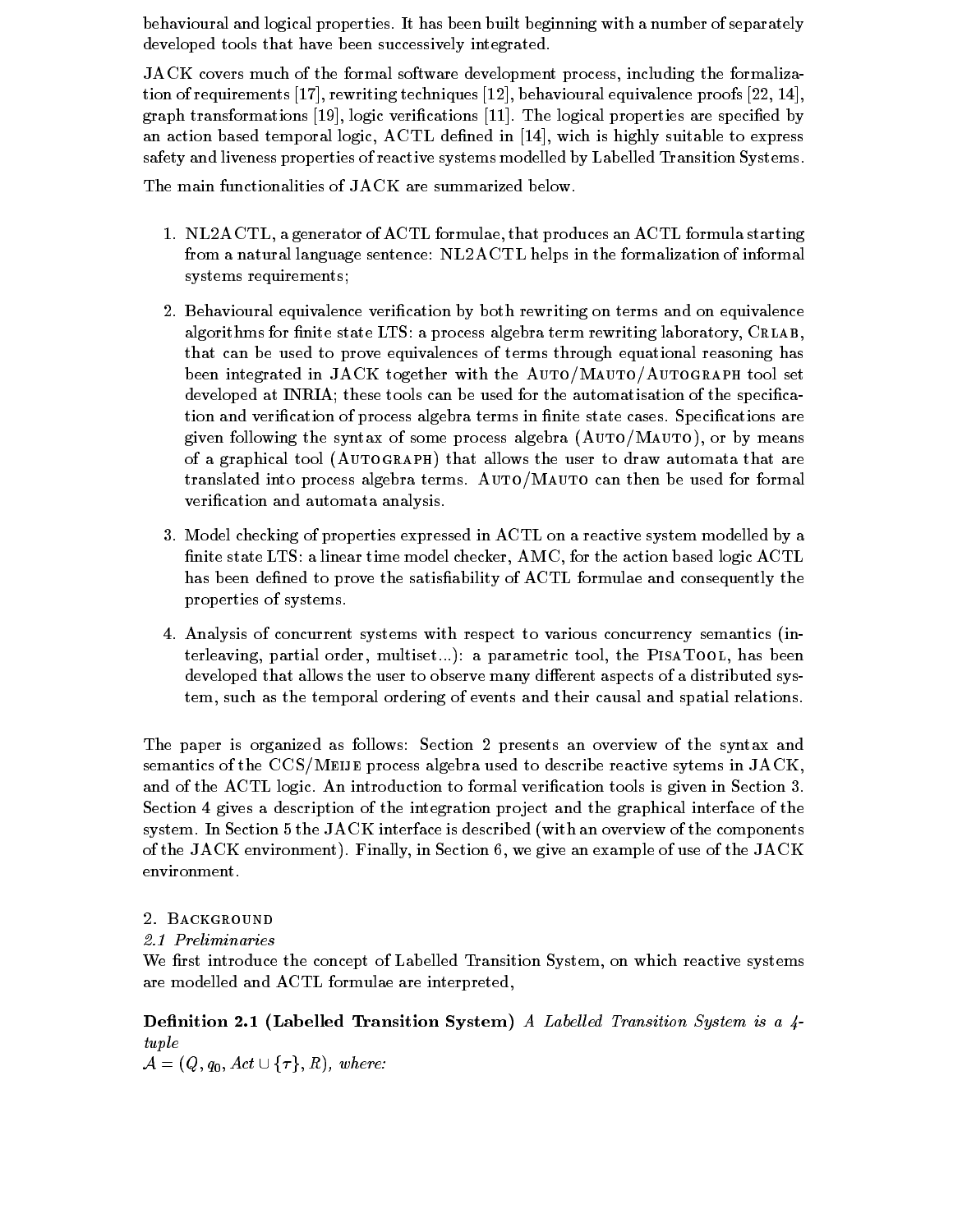behavioural and logical properties. It has been built beginning with a number of separately developed tools that have been successively integrated.

JACK covers much of the formal software development process, including the formalization of requirements [17], rewriting techniques [12], behavioural equivalence proofs [22, 14], graph transformations [19], logic verifications [11]. The logical properties are specified by an action based temporal logic, ACTL defined in [14], wich is highly suitable to express safety and liveness properties of reactive systems modelled by Labelled Transition Systems.

The main functionalities of JACK are summarized below.

1. NL2ACTL, a generator of ACTL formulae, that produces an ACTL formula starting from a natural language sentence: NL2ACTL helps in the formalization of informal systems requirements;

2. Behavioural equivalence verification by both rewriting on terms and on equivalence algorithms for finite state LTS: a process algebra term rewriting laboratory, Crlab, that can be used to prove equivalences of terms through equational reasoning has been integrated in JACK together with the Auto/Mauto/Autograph tool set developed at INRIA; these tools can be used for the automatisation of the specification and verification of process algebra terms in finite state cases. Specifications are given following the syntax of some process algebra (Auto/Mauto), or by means of a graphical tool (Autograph) that allows the user to draw automata that are translated into process algebra terms. Auto/Mauto can then be used for formal verification and automata analysis.

3. Model checking of properties expressed in ACTL on a reactive system modelled by a finite state LTS: a linear time model checker, AMC, for the action based logic ACTL has been defined to prove the satisfiability of ACTL formulae and consequently the properties of systems.

4. Analysis of concurrent systems with respect to various concurrency semantics (interleaving, partial order, multiset...): a parametric tool, the PisaTool, has been developed that allows the user to observe many different aspects of a distributed system, such as the temporal ordering of events and their causal and spatial relations.

The paper is organized as follows: Section 2 presents an overview of the syntax and semantics of the CCS/Meije process algebra used to describe reactive sytems in JACK, and of the ACTL logic. An introduction to formal verification tools is given in Section 3. Section 4 gives a description of the integration project and the graphical interface of the system. In Section 5 the JACK interface is described (with an overview of the components of the JACK environment). Finally, in Section 6, we give an example of use of the JACK environment.

## 2. Background

### 2.1 Preliminaries

We first introduce the concept of Labelled Transition System, on which reactive systems are modelled and ACTL formulae are interpreted,

**Definition 2.1 (Labelled Transition System)** *A Labelled Transition System is a 4-tuple*
$\mathcal{A} = (Q, q_0, Act \cup \{\tau\}, R)$*, where:*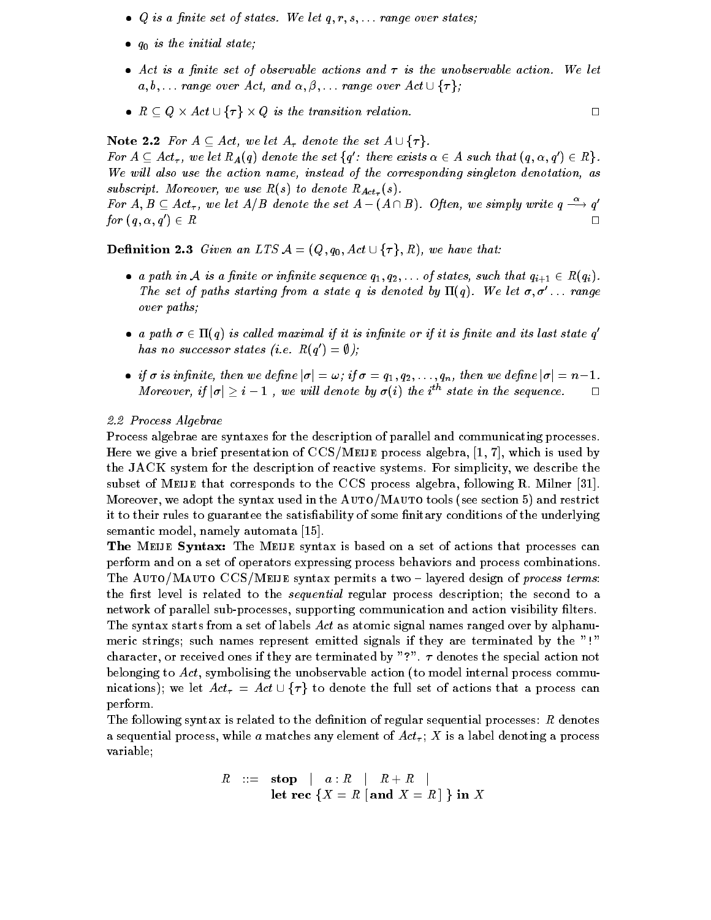- *$Q$ is a finite set of states. We let $q, r, s, \ldots$ range over states;*
- *$q_0$ is the initial state;*
- *$Act$ is a finite set of observable actions and $\tau$ is the unobservable action. We let $a, b, \ldots$ range over $Act$, and $\alpha, \beta, \ldots$ range over $Act \cup \{\tau\}$;*
- *$R \subseteq Q \times Act \cup \{\tau\} \times Q$ is the transition relation.* □

**Note 2.2** *For $A \subseteq Act$, we let $A_\tau$ denote the set $A \cup \{\tau\}$.*
*For $A \subseteq Act_\tau$, we let $R_A(q)$ denote the set $\{q'$: there exists $\alpha \in A$ such that $(q, \alpha, q') \in R\}$. We will also use the action name, instead of the corresponding singleton denotation, as subscript. Moreover, we use $R(s)$ to denote $R_{Act_\tau}(s)$.*
*For $A, B \subseteq Act_\tau$, we let $A/B$ denote the set $A - (A \cap B)$. Often, we simply write $q \xrightarrow{\alpha} q'$ for $(q, \alpha, q') \in R$* □

**Definition 2.3** *Given an LTS $\mathcal{A} = (Q, q_0, Act \cup \{\tau\}, R)$, we have that:*

- *a path in $\mathcal{A}$ is a finite or infinite sequence $q_1, q_2, \ldots$ of states, such that $q_{i+1} \in R(q_i)$. The set of paths starting from a state $q$ is denoted by $\Pi(q)$. We let $\sigma, \sigma' \ldots$ range over paths;*
- *a path $\sigma \in \Pi(q)$ is called maximal if it is infinite or if it is finite and its last state $q'$ has no successor states (i.e. $R(q') = \emptyset$);*
- *if $\sigma$ is infinite, then we define $|\sigma| = \omega$; if $\sigma = q_1, q_2, \ldots, q_n$, then we define $|\sigma| = n-1$. Moreover, if $|\sigma| \geq i-1$, we will denote by $\sigma(i)$ the $i^{th}$ state in the sequence.* □

*2.2 Process Algebrae*

Process algebrae are syntaxes for the description of parallel and communicating processes. Here we give a brief presentation of CCS/MEIJE process algebra, [1, 7], which is used by the JACK system for the description of reactive systems. For simplicity, we describe the subset of MEIJE that corresponds to the CCS process algebra, following R. Milner [31]. Moreover, we adopt the syntax used in the AUTO/MAUTO tools (see section 5) and restrict it to their rules to guarantee the satisfiability of some finitary conditions of the underlying semantic model, namely automata [15].

**The MEIJE Syntax:** The MEIJE syntax is based on a set of actions that processes can perform and on a set of operators expressing process behaviors and process combinations. The AUTO/MAUTO CCS/MEIJE syntax permits a two – layered design of *process terms*: the first level is related to the *sequential* regular process description; the second to a network of parallel sub-processes, supporting communication and action visibility filters.
The syntax starts from a set of labels $Act$ as atomic signal names ranged over by alphanumeric strings; such names represent emitted signals if they are terminated by the "!" character, or received ones if they are terminated by "?". $\tau$ denotes the special action not belonging to $Act$, symbolising the unobservable action (to model internal process communications); we let $Act_\tau = Act \cup \{\tau\}$ to denote the full set of actions that a process can perform.
The following syntax is related to the definition of regular sequential processes: $R$ denotes a sequential process, while $a$ matches any element of $Act_\tau$; $X$ is a label denoting a process variable;

$$
\begin{array}{rl}
R \ ::= & \textbf{stop} \ \mid \ a : R \ \mid \ R + R \ \mid \\
& \textbf{let rec} \ \{X = R \ [\textbf{and} \ X = R] \ \} \ \textbf{in} \ X
\end{array}
$$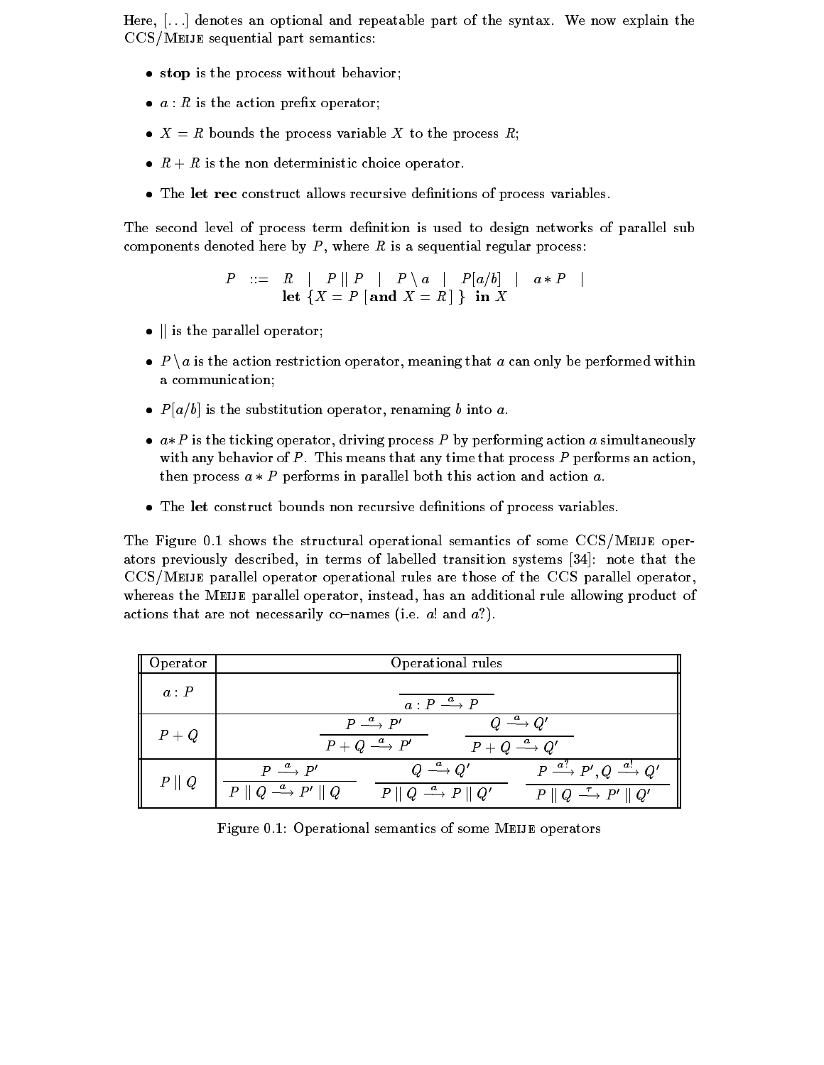Here, [...] denotes an optional and repeatable part of the syntax. We now explain the CCS/MEIJE sequential part semantics:

- **stop** is the process without behavior;
- $a : R$ is the action prefix operator;
- $X = R$ bounds the process variable $X$ to the process $R$;
- $R + R$ is the non deterministic choice operator.
- The **let rec** construct allows recursive definitions of process variables.

The second level of process term definition is used to design networks of parallel sub components denoted here by $P$, where $R$ is a sequential regular process:

$$P \ ::= \ R \ | \ P \,||\, P \ | \ P \setminus a \ | \ P[a/b] \ | \ a * P \ | \\ \textbf{let } \{X = P \text{ [} \textbf{and } X = R \text{] } \} \textbf{ in } X$$

- $||$ is the parallel operator;
- $P \setminus a$ is the action restriction operator, meaning that $a$ can only be performed within a communication;
- $P[a/b]$ is the substitution operator, renaming $b$ into $a$.
- $a* P$ is the ticking operator, driving process $P$ by performing action $a$ simultaneously with any behavior of $P$. This means that any time that process $P$ performs an action, then process $a * P$ performs in parallel both this action and action $a$.
- The **let** construct bounds non recursive definitions of process variables.

The Figure 0.1 shows the structural operational semantics of some CCS/MEIJE operators previously described, in terms of labelled transition systems [34]: note that the CCS/MEIJE parallel operator operational rules are those of the CCS parallel operator, whereas the MEIJE parallel operator, instead, has an additional rule allowing product of actions that are not necessarily co–names (i.e. $a!$ and $a?$).

| Operator | Operational rules | | |
|---|---|---|---|
| $a : P$ | $\dfrac{}{a : P \xrightarrow{a} P}$ | | |
| $P + Q$ | $\dfrac{P \xrightarrow{a} P'}{P + Q \xrightarrow{a} P'}$ | $\dfrac{Q \xrightarrow{a} Q'}{P + Q \xrightarrow{a} Q'}$ | |
| $P \,\|\, Q$ | $\dfrac{P \xrightarrow{a} P'}{P \,\|\, Q \xrightarrow{a} P' \,\|\, Q}$ | $\dfrac{Q \xrightarrow{a} Q'}{P \,\|\, Q \xrightarrow{a} P \,\|\, Q'}$ | $\dfrac{P \xrightarrow{a?} P', Q \xrightarrow{a!} Q'}{P \,\|\, Q \xrightarrow{\tau} P' \,\|\, Q'}$ |

Figure 0.1: Operational semantics of some MEIJE operators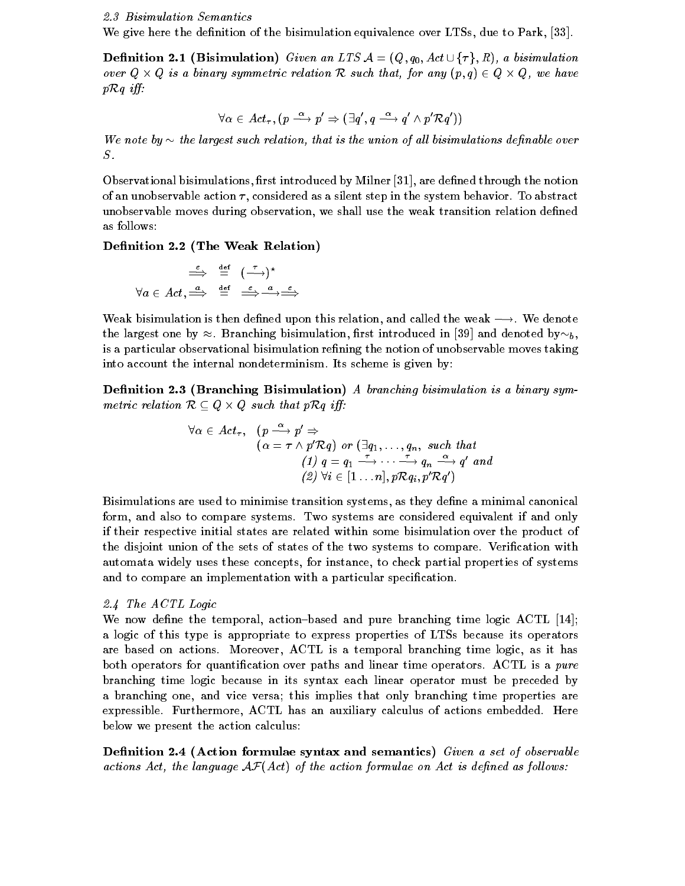### 2.3 Bisimulation Semantics

We give here the definition of the bisimulation equivalence over LTSs, due to Park, [33].

**Definition 2.1 (Bisimulation)** *Given an LTS $\mathcal{A} = (Q, q_0, Act \cup \{\tau\}, R)$, a bisimulation over $Q \times Q$ is a binary symmetric relation $\mathcal{R}$ such that, for any $(p, q) \in Q \times Q$, we have $p\mathcal{R}q$ iff:*

$$\forall \alpha \in Act_\tau, (p \xrightarrow{\alpha} p' \Rightarrow (\exists q', q \xrightarrow{\alpha} q' \wedge p'\mathcal{R}q'))$$

*We note by $\sim$ the largest such relation, that is the union of all bisimulations definable over $S$.*

Observational bisimulations, first introduced by Milner [31], are defined through the notion of an unobservable action $\tau$, considered as a silent step in the system behavior. To abstract unobservable moves during observation, we shall use the weak transition relation defined as follows:

**Definition 2.2 (The Weak Relation)**

$$\stackrel{\varepsilon}{\Longrightarrow} \stackrel{\text{def}}{=} (\stackrel{\tau}{\longrightarrow})^\star$$

$$\forall a \in Act, \stackrel{a}{\Longrightarrow} \stackrel{\text{def}}{=} \stackrel{\varepsilon}{\Longrightarrow}\stackrel{a}{\longrightarrow}\stackrel{\varepsilon}{\Longrightarrow}$$

Weak bisimulation is then defined upon this relation, and called the weak $\longrightarrow$. We denote the largest one by $\approx$. Branching bisimulation, first introduced in [39] and denoted by $\sim_b$, is a particular observational bisimulation refining the notion of unobservable moves taking into account the internal nondeterminism. Its scheme is given by:

**Definition 2.3 (Branching Bisimulation)** *A branching bisimulation is a binary symmetric relation $\mathcal{R} \subseteq Q \times Q$ such that $p\mathcal{R}q$ iff:*

$$\begin{array}{ll} \forall \alpha \in Act_\tau, & (p \xrightarrow{\alpha} p' \Rightarrow \\ & (\alpha = \tau \wedge p'\mathcal{R}q) \text{ or } (\exists q_1, \ldots, q_n, \text{ such that} \\ & \quad (1)\ q = q_1 \xrightarrow{\tau} \cdots \xrightarrow{\tau} q_n \xrightarrow{\alpha} q' \text{ and} \\ & \quad (2)\ \forall i \in [1 \ldots n], p\mathcal{R}q_i, p'\mathcal{R}q') \end{array}$$

Bisimulations are used to minimise transition systems, as they define a minimal canonical form, and also to compare systems. Two systems are considered equivalent if and only if their respective initial states are related within some bisimulation over the product of the disjoint union of the sets of states of the two systems to compare. Verification with automata widely uses these concepts, for instance, to check partial properties of systems and to compare an implementation with a particular specification.

### 2.4 The ACTL Logic

We now define the temporal, action–based and pure branching time logic ACTL [14]; a logic of this type is appropriate to express properties of LTSs because its operators are based on actions. Moreover, ACTL is a temporal branching time logic, as it has both operators for quantification over paths and linear time operators. ACTL is a *pure* branching time logic because in its syntax each linear operator must be preceded by a branching one, and vice versa; this implies that only branching time properties are expressible. Furthermore, ACTL has an auxiliary calculus of actions embedded. Here below we present the action calculus:

**Definition 2.4 (Action formulae syntax and semantics)** *Given a set of observable actions Act, the language $\mathcal{AF}(Act)$ of the action formulae on Act is defined as follows:*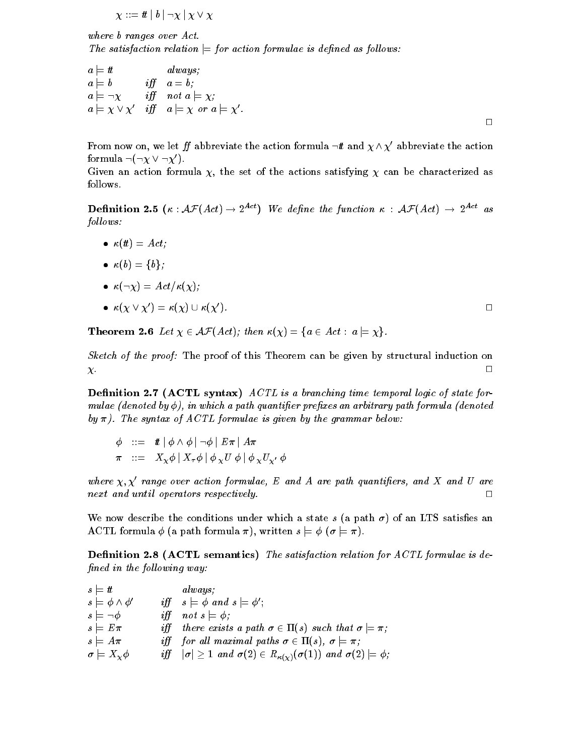$$\chi ::= tt \mid b \mid \neg\chi \mid \chi \vee \chi$$

*where $b$ ranges over Act.*
*The satisfaction relation $\models$ for action formulae is defined as follows:*

| | | |
|---|---|---|
| $a \models tt$ | | *always;* |
| $a \models b$ | *iff* | $a = b$; |
| $a \models \neg\chi$ | *iff* | *not* $a \models \chi$; |
| $a \models \chi \vee \chi'$ | *iff* | $a \models \chi$ *or* $a \models \chi'$. |

□

From now on, we let *ff* abbreviate the action formula $\neg tt$ and $\chi \wedge \chi'$ abbreviate the action formula $\neg(\neg\chi \vee \neg\chi')$.
Given an action formula $\chi$, the set of the actions satisfying $\chi$ can be characterized as follows.

**Definition 2.5 ($\kappa : \mathcal{AF}(Act) \rightarrow 2^{Act}$)** *We define the function $\kappa : \mathcal{AF}(Act) \rightarrow 2^{Act}$ as follows:*

- $\kappa(tt) = Act$;
- $\kappa(b) = \{b\}$;
- $\kappa(\neg\chi) = Act/\kappa(\chi)$;
- $\kappa(\chi \vee \chi') = \kappa(\chi) \cup \kappa(\chi')$. □

**Theorem 2.6** *Let $\chi \in \mathcal{AF}(Act)$; then $\kappa(\chi) = \{a \in Act : \ a \models \chi\}$.*

*Sketch of the proof:* The proof of this Theorem can be given by structural induction on $\chi$. □

**Definition 2.7 (ACTL syntax)** *ACTL is a branching time temporal logic of state formulae (denoted by $\phi$), in which a path quantifier prefixes an arbitrary path formula (denoted by $\pi$). The syntax of ACTL formulae is given by the grammar below:*

$$\phi \ ::= \ tt \mid \phi \wedge \phi \mid \neg\phi \mid E\pi \mid A\pi$$
$$\pi \ ::= \ X_\chi \phi \mid X_\tau \phi \mid \phi\, {}_\chi U\, \phi \mid \phi\, {}_\chi U_{\chi'}\, \phi$$

*where $\chi, \chi'$ range over action formulae, $E$ and $A$ are path quantifiers, and $X$ and $U$ are next and until operators respectively.* □

We now describe the conditions under which a state $s$ (a path $\sigma$) of an LTS satisfies an ACTL formula $\phi$ (a path formula $\pi$), written $s \models \phi$ ($\sigma \models \pi$).

**Definition 2.8 (ACTL semantics)** *The satisfaction relation for ACTL formulae is defined in the following way:*

| | | |
|---|---|---|
| $s \models tt$ | | *always;* |
| $s \models \phi \wedge \phi'$ | *iff* | $s \models \phi$ *and* $s \models \phi'$; |
| $s \models \neg\phi$ | *iff* | *not* $s \models \phi$; |
| $s \models E\pi$ | *iff* | *there exists a path* $\sigma \in \Pi(s)$ *such that* $\sigma \models \pi$; |
| $s \models A\pi$ | *iff* | *for all maximal paths* $\sigma \in \Pi(s)$, $\sigma \models \pi$; |
| $\sigma \models X_\chi \phi$ | *iff* | $\lvert\sigma\rvert \geq 1$ *and* $\sigma(2) \in R_{\kappa(\chi)}(\sigma(1))$ *and* $\sigma(2) \models \phi$; |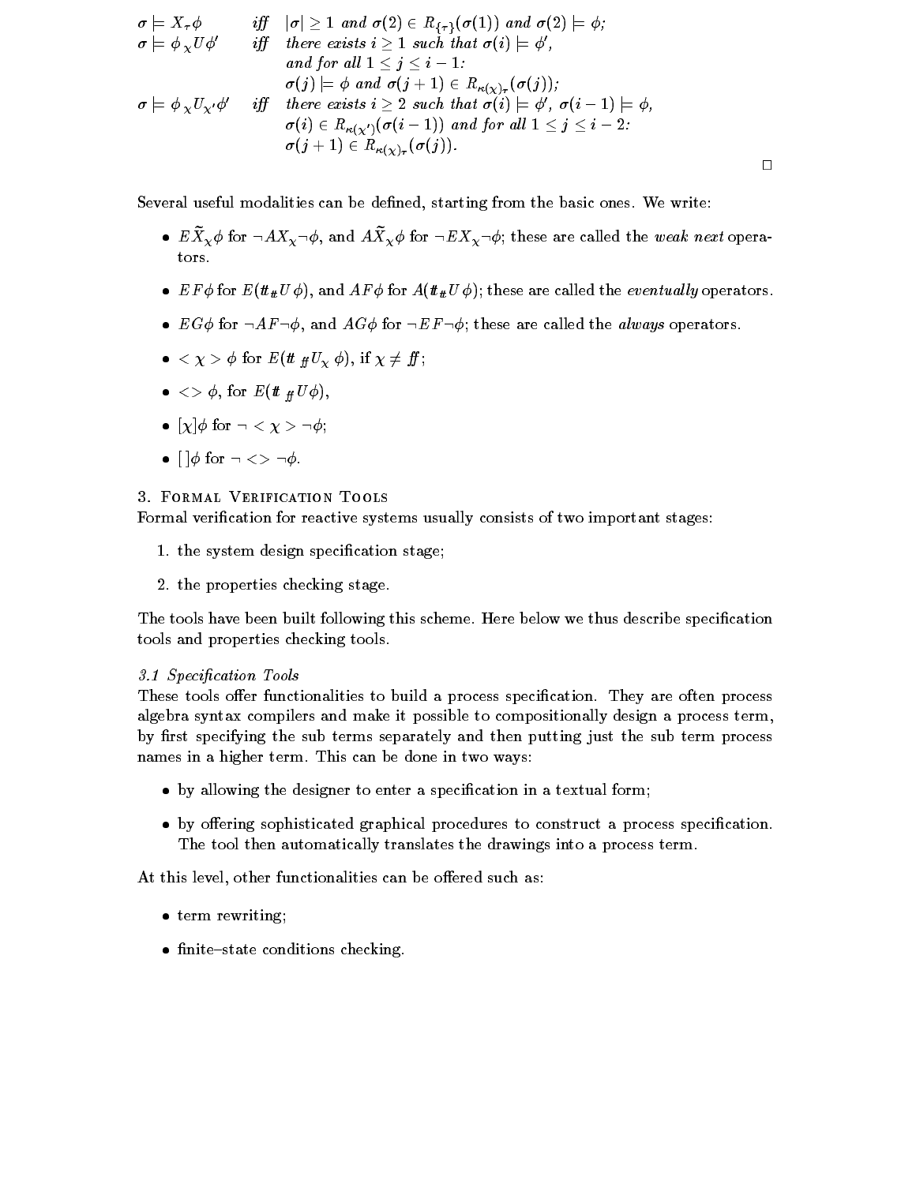$\sigma \models X_\tau \phi$ *iff* $|\sigma| \geq 1$ *and* $\sigma(2) \in R_{\{\tau\}}(\sigma(1))$ *and* $\sigma(2) \models \phi$;

$\sigma \models \phi\, {}_\chi U \phi'$ *iff* *there exists* $i \geq 1$ *such that* $\sigma(i) \models \phi'$, *and for all* $1 \leq j \leq i-1$: $\sigma(j) \models \phi$ *and* $\sigma(j+1) \in R_{\kappa(\chi)_\tau}(\sigma(j))$;

$\sigma \models \phi\, {}_\chi U_{\chi'} \phi'$ *iff* *there exists* $i \geq 2$ *such that* $\sigma(i) \models \phi'$, $\sigma(i-1) \models \phi$, $\sigma(i) \in R_{\kappa(\chi')}(\sigma(i-1))$ *and for all* $1 \leq j \leq i-2$: $\sigma(j+1) \in R_{\kappa(\chi)_\tau}(\sigma(j))$.

□

Several useful modalities can be defined, starting from the basic ones. We write:

- $E\widetilde{X}_\chi \phi$ for $\neg AX_\chi \neg\phi$, and $A\widetilde{X}_\chi \phi$ for $\neg EX_\chi \neg\phi$; these are called the *weak next* operators.
- $EF\phi$ for $E(tt_{tt} U\, \phi)$, and $AF\phi$ for $A(tt_{tt} U\, \phi)$; these are called the *eventually* operators.
- $EG\phi$ for $\neg AF\neg\phi$, and $AG\phi$ for $\neg EF\neg\phi$; these are called the *always* operators.
- $< \chi > \phi$ for $E(tt\, {}_{ff} U_\chi\, \phi)$, if $\chi \neq ff$;
- $<> \phi$, for $E(tt\, {}_{ff} U \phi)$,
- $[\chi]\phi$ for $\neg < \chi > \neg\phi$;
- $[\,]\phi$ for $\neg <> \neg\phi$.

## 3. Formal Verification Tools

Formal verification for reactive systems usually consists of two important stages:

1. the system design specification stage;
2. the properties checking stage.

The tools have been built following this scheme. Here below we thus describe specification tools and properties checking tools.

### 3.1 Specification Tools

These tools offer functionalities to build a process specification. They are often process algebra syntax compilers and make it possible to compositionally design a process term, by first specifying the sub terms separately and then putting just the sub term process names in a higher term. This can be done in two ways:

- by allowing the designer to enter a specification in a textual form;
- by offering sophisticated graphical procedures to construct a process specification. The tool then automatically translates the drawings into a process term.

At this level, other functionalities can be offered such as:

- term rewriting;
- finite–state conditions checking.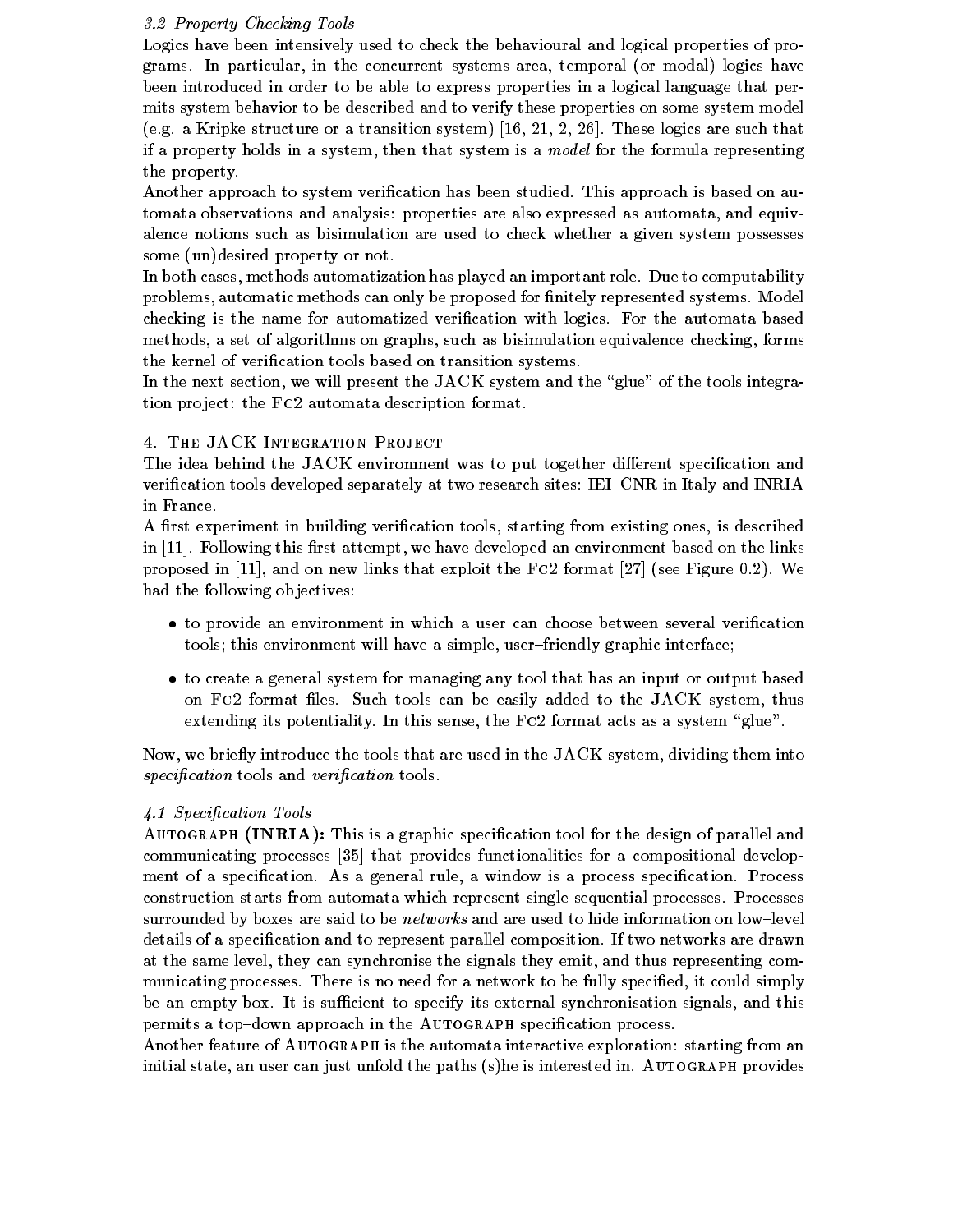### 3.2 Property Checking Tools

Logics have been intensively used to check the behavioural and logical properties of programs. In particular, in the concurrent systems area, temporal (or modal) logics have been introduced in order to be able to express properties in a logical language that permits system behavior to be described and to verify these properties on some system model (e.g. a Kripke structure or a transition system) [16, 21, 2, 26]. These logics are such that if a property holds in a system, then that system is a *model* for the formula representing the property.

Another approach to system verification has been studied. This approach is based on automata observations and analysis: properties are also expressed as automata, and equivalence notions such as bisimulation are used to check whether a given system possesses some (un)desired property or not.

In both cases, methods automatization has played an important role. Due to computability problems, automatic methods can only be proposed for finitely represented systems. Model checking is the name for automatized verification with logics. For the automata based methods, a set of algorithms on graphs, such as bisimulation equivalence checking, forms the kernel of verification tools based on transition systems.

In the next section, we will present the JACK system and the "glue" of the tools integration project: the FC2 automata description format.

## 4. The JACK Integration Project

The idea behind the JACK environment was to put together different specification and verification tools developed separately at two research sites: IEI–CNR in Italy and INRIA in France.

A first experiment in building verification tools, starting from existing ones, is described in [11]. Following this first attempt, we have developed an environment based on the links proposed in [11], and on new links that exploit the FC2 format [27] (see Figure 0.2). We had the following objectives:

- to provide an environment in which a user can choose between several verification tools; this environment will have a simple, user–friendly graphic interface;
- to create a general system for managing any tool that has an input or output based on FC2 format files. Such tools can be easily added to the JACK system, thus extending its potentiality. In this sense, the FC2 format acts as a system "glue".

Now, we briefly introduce the tools that are used in the JACK system, dividing them into *specification* tools and *verification* tools.

### 4.1 Specification Tools

**Autograph (INRIA):** This is a graphic specification tool for the design of parallel and communicating processes [35] that provides functionalities for a compositional development of a specification. As a general rule, a window is a process specification. Process construction starts from automata which represent single sequential processes. Processes surrounded by boxes are said to be *networks* and are used to hide information on low–level details of a specification and to represent parallel composition. If two networks are drawn at the same level, they can synchronise the signals they emit, and thus representing communicating processes. There is no need for a network to be fully specified, it could simply be an empty box. It is sufficient to specify its external synchronisation signals, and this permits a top–down approach in the Autograph specification process.

Another feature of Autograph is the automata interactive exploration: starting from an initial state, an user can just unfold the paths (s)he is interested in. Autograph provides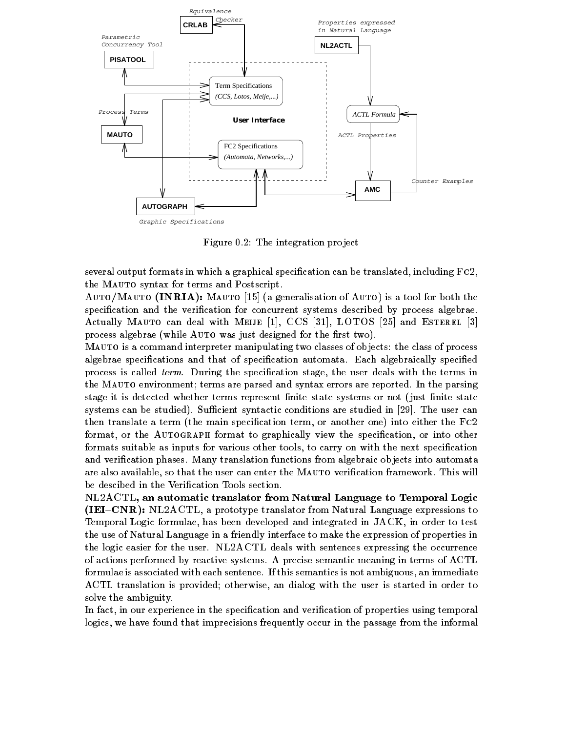Equivalence Checker

CRLAB

Properties expressed in Natural Language

NL2ACTL

Parametric Concurrency Tool

PISATOOL

Term Specifications

(CCS, Lotos, Meije,...)

Process Terms

User Interface

ACTL Formula

MAUTO

ACTL Properties

FC2 Specifications

(Automata, Networks,...)

Counter Examples

AMC

AUTOGRAPH

Graphic Specifications

Figure 0.2: The integration project

several output formats in which a graphical specification can be translated, including Fc2, the Mauto syntax for terms and Postscript.

**Auto/Mauto (INRIA):** Mauto [15] (a generalisation of Auto) is a tool for both the specification and the verification for concurrent systems described by process algebrae. Actually Mauto can deal with Meije [1], CCS [31], LOTOS [25] and Esterel [3] process algebrae (while Auto was just designed for the first two).

Mauto is a command interpreter manipulating two classes of objects: the class of process algebrae specifications and that of specification automata. Each algebraically specified process is called *term*. During the specification stage, the user deals with the terms in the Mauto environment; terms are parsed and syntax errors are reported. In the parsing stage it is detected whether terms represent finite state systems or not (just finite state systems can be studied). Sufficient syntactic conditions are studied in [29]. The user can then translate a term (the main specification term, or another one) into either the Fc2 format, or the Autograph format to graphically view the specification, or into other formats suitable as inputs for various other tools, to carry on with the next specification and verification phases. Many translation functions from algebraic objects into automata are also available, so that the user can enter the Mauto verification framework. This will be descibed in the Verification Tools section.

NL2ACTL**, an automatic translator from Natural Language to Temporal Logic (IEI–CNR):** NL2ACTL, a prototype translator from Natural Language expressions to Temporal Logic formulae, has been developed and integrated in JACK, in order to test the use of Natural Language in a friendly interface to make the expression of properties in the logic easier for the user. NL2ACTL deals with sentences expressing the occurrence of actions performed by reactive systems. A precise semantic meaning in terms of ACTL formulae is associated with each sentence. If this semantics is not ambiguous, an immediate ACTL translation is provided; otherwise, an dialog with the user is started in order to solve the ambiguity.

In fact, in our experience in the specification and verification of properties using temporal logics, we have found that imprecisions frequently occur in the passage from the informal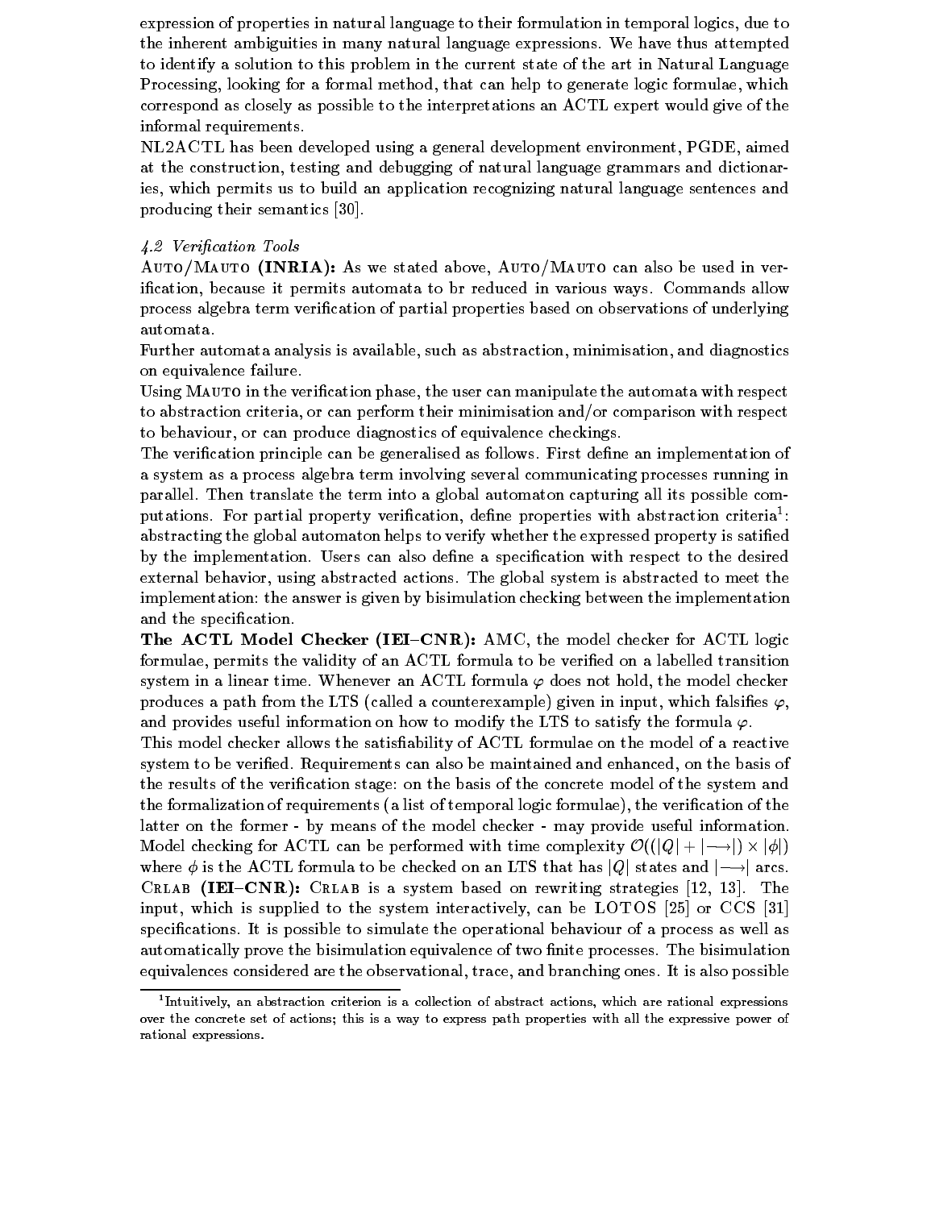expression of properties in natural language to their formulation in temporal logics, due to the inherent ambiguities in many natural language expressions. We have thus attempted to identify a solution to this problem in the current state of the art in Natural Language Processing, looking for a formal method, that can help to generate logic formulae, which correspond as closely as possible to the interpretations an ACTL expert would give of the informal requirements.

NL2ACTL has been developed using a general development environment, PGDE, aimed at the construction, testing and debugging of natural language grammars and dictionaries, which permits us to build an application recognizing natural language sentences and producing their semantics [30].

*4.2 Verification Tools*

**Auto/Mauto (INRIA):** As we stated above, Auto/Mauto can also be used in verification, because it permits automata to br reduced in various ways. Commands allow process algebra term verification of partial properties based on observations of underlying automata.

Further automata analysis is available, such as abstraction, minimisation, and diagnostics on equivalence failure.

Using Mauto in the verification phase, the user can manipulate the automata with respect to abstraction criteria, or can perform their minimisation and/or comparison with respect to behaviour, or can produce diagnostics of equivalence checkings.

The verification principle can be generalised as follows. First define an implementation of a system as a process algebra term involving several communicating processes running in parallel. Then translate the term into a global automaton capturing all its possible computations. For partial property verification, define properties with abstraction criteria[1]: abstracting the global automaton helps to verify whether the expressed property is satified by the implementation. Users can also define a specification with respect to the desired external behavior, using abstracted actions. The global system is abstracted to meet the implementation: the answer is given by bisimulation checking between the implementation and the specification.

**The ACTL Model Checker (IEI–CNR):** AMC, the model checker for ACTL logic formulae, permits the validity of an ACTL formula to be verified on a labelled transition system in a linear time. Whenever an ACTL formula $\varphi$ does not hold, the model checker produces a path from the LTS (called a counterexample) given in input, which falsifies $\varphi$, and provides useful information on how to modify the LTS to satisfy the formula $\varphi$.

This model checker allows the satisfiability of ACTL formulae on the model of a reactive system to be verified. Requirements can also be maintained and enhanced, on the basis of the results of the verification stage: on the basis of the concrete model of the system and the formalization of requirements (a list of temporal logic formulae), the verification of the latter on the former - by means of the model checker - may provide useful information. Model checking for ACTL can be performed with time complexity $\mathcal{O}((|Q| + |\longrightarrow|) \times |\phi|)$ where $\phi$ is the ACTL formula to be checked on an LTS that has $|Q|$ states and $|\longrightarrow|$ arcs.

**Crlab (IEI–CNR):** Crlab is a system based on rewriting strategies [12, 13]. The input, which is supplied to the system interactively, can be LOTOS [25] or CCS [31] specifications. It is possible to simulate the operational behaviour of a process as well as automatically prove the bisimulation equivalence of two finite processes. The bisimulation equivalences considered are the observational, trace, and branching ones. It is also possible

[1] Intuitively, an abstraction criterion is a collection of abstract actions, which are rational expressions over the concrete set of actions; this is a way to express path properties with all the expressive power of rational expressions.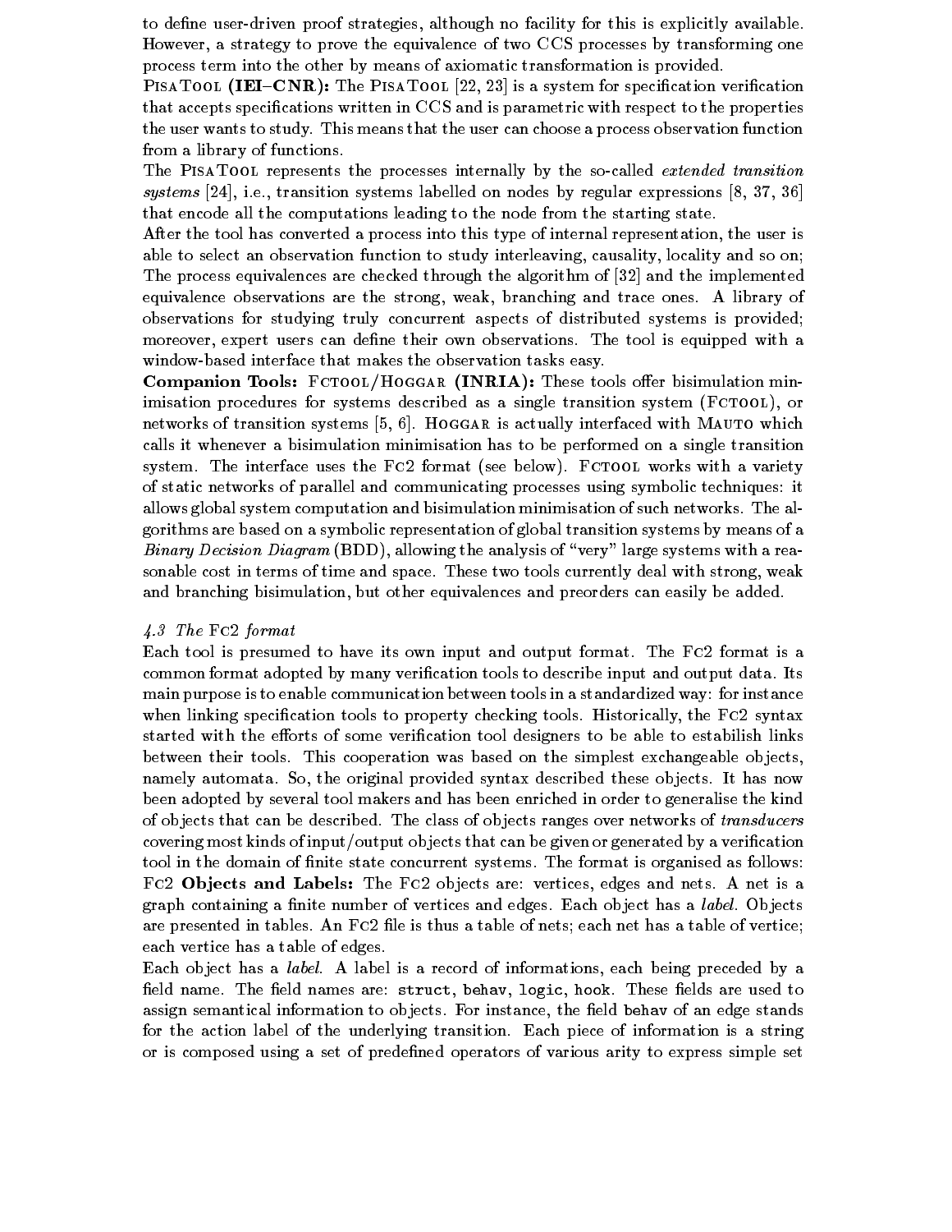to define user-driven proof strategies, although no facility for this is explicitly available. However, a strategy to prove the equivalence of two CCS processes by transforming one process term into the other by means of axiomatic transformation is provided.

**PisaTool (IEI–CNR):** The PisaTool [22, 23] is a system for specification verification that accepts specifications written in CCS and is parametric with respect to the properties the user wants to study. This means that the user can choose a process observation function from a library of functions.

The PisaTool represents the processes internally by the so-called *extended transition systems* [24], i.e., transition systems labelled on nodes by regular expressions [8, 37, 36] that encode all the computations leading to the node from the starting state.

After the tool has converted a process into this type of internal representation, the user is able to select an observation function to study interleaving, causality, locality and so on; The process equivalences are checked through the algorithm of [32] and the implemented equivalence observations are the strong, weak, branching and trace ones. A library of observations for studying truly concurrent aspects of distributed systems is provided; moreover, expert users can define their own observations. The tool is equipped with a window-based interface that makes the observation tasks easy.

**Companion Tools: Fctool/Hoggar (INRIA):** These tools offer bisimulation minimisation procedures for systems described as a single transition system (Fctool), or networks of transition systems [5, 6]. Hoggar is actually interfaced with Mauto which calls it whenever a bisimulation minimisation has to be performed on a single transition system. The interface uses the Fc2 format (see below). Fctool works with a variety of static networks of parallel and communicating processes using symbolic techniques: it allows global system computation and bisimulation minimisation of such networks. The algorithms are based on a symbolic representation of global transition systems by means of a *Binary Decision Diagram* (BDD), allowing the analysis of "very" large systems with a reasonable cost in terms of time and space. These two tools currently deal with strong, weak and branching bisimulation, but other equivalences and preorders can easily be added.

### *4.3 The* Fc2 *format*

Each tool is presumed to have its own input and output format. The Fc2 format is a common format adopted by many verification tools to describe input and output data. Its main purpose is to enable communication between tools in a standardized way: for instance when linking specification tools to property checking tools. Historically, the Fc2 syntax started with the efforts of some verification tool designers to be able to estabilish links between their tools. This cooperation was based on the simplest exchangeable objects, namely automata. So, the original provided syntax described these objects. It has now been adopted by several tool makers and has been enriched in order to generalise the kind of objects that can be described. The class of objects ranges over networks of *transducers* covering most kinds of input/output objects that can be given or generated by a verification tool in the domain of finite state concurrent systems. The format is organised as follows:

**Fc2 Objects and Labels:** The Fc2 objects are: vertices, edges and nets. A net is a graph containing a finite number of vertices and edges. Each object has a *label*. Objects are presented in tables. An Fc2 file is thus a table of nets; each net has a table of vertice; each vertice has a table of edges.

Each object has a *label*. A label is a record of informations, each being preceded by a field name. The field names are: `struct`, `behav`, `logic`, `hook`. These fields are used to assign semantical information to objects. For instance, the field `behav` of an edge stands for the action label of the underlying transition. Each piece of information is a string or is composed using a set of predefined operators of various arity to express simple set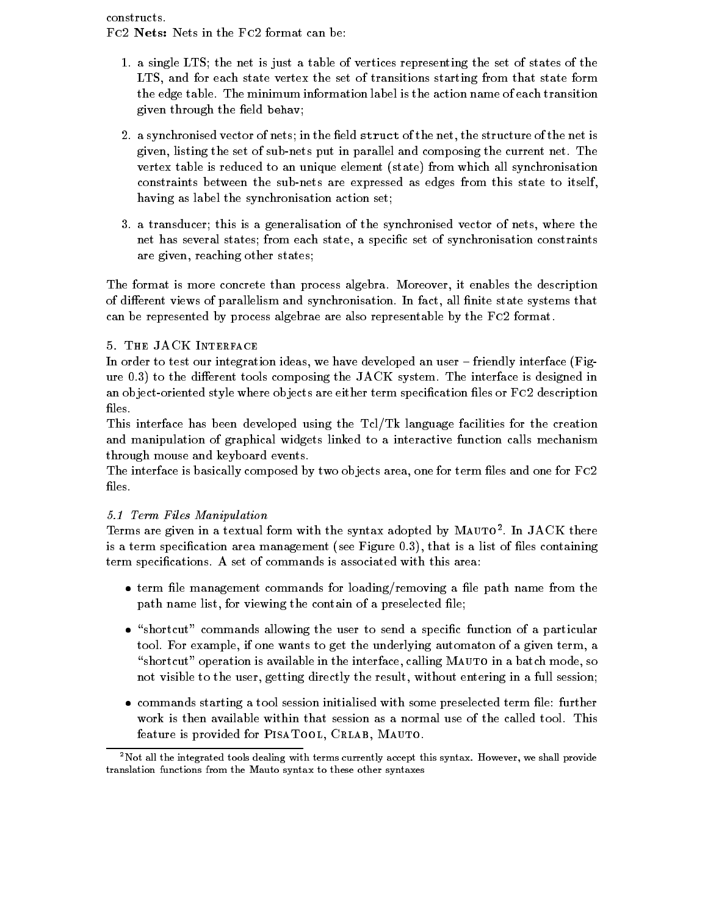constructs.

FC2 **Nets:** Nets in the FC2 format can be:

1. a single LTS; the net is just a table of vertices representing the set of states of the LTS, and for each state vertex the set of transitions starting from that state form the edge table. The minimum information label is the action name of each transition given through the field `behav`;

2. a synchronised vector of nets; in the field `struct` of the net, the structure of the net is given, listing the set of sub-nets put in parallel and composing the current net. The vertex table is reduced to an unique element (state) from which all synchronisation constraints between the sub-nets are expressed as edges from this state to itself, having as label the synchronisation action set;

3. a transducer; this is a generalisation of the synchronised vector of nets, where the net has several states; from each state, a specific set of synchronisation constraints are given, reaching other states;

The format is more concrete than process algebra. Moreover, it enables the description of different views of parallelism and synchronisation. In fact, all finite state systems that can be represented by process algebrae are also representable by the FC2 format.

## 5. The JACK Interface

In order to test our integration ideas, we have developed an user – friendly interface (Figure 0.3) to the different tools composing the JACK system. The interface is designed in an object-oriented style where objects are either term specification files or FC2 description files.

This interface has been developed using the Tcl/Tk language facilities for the creation and manipulation of graphical widgets linked to a interactive function calls mechanism through mouse and keyboard events.

The interface is basically composed by two objects area, one for term files and one for FC2 files.

### *5.1 Term Files Manipulation*

Terms are given in a textual form with the syntax adopted by MAUTO[2]. In JACK there is a term specification area management (see Figure 0.3), that is a list of files containing term specifications. A set of commands is associated with this area:

- term file management commands for loading/removing a file path name from the path name list, for viewing the contain of a preselected file;

- "shortcut" commands allowing the user to send a specific function of a particular tool. For example, if one wants to get the underlying automaton of a given term, a "shortcut" operation is available in the interface, calling MAUTO in a batch mode, so not visible to the user, getting directly the result, without entering in a full session;

- commands starting a tool session initialised with some preselected term file: further work is then available within that session as a normal use of the called tool. This feature is provided for PISATOOL, CRLAB, MAUTO.

[2]Not all the integrated tools dealing with terms currently accept this syntax. However, we shall provide translation functions from the Mauto syntax to these other syntaxes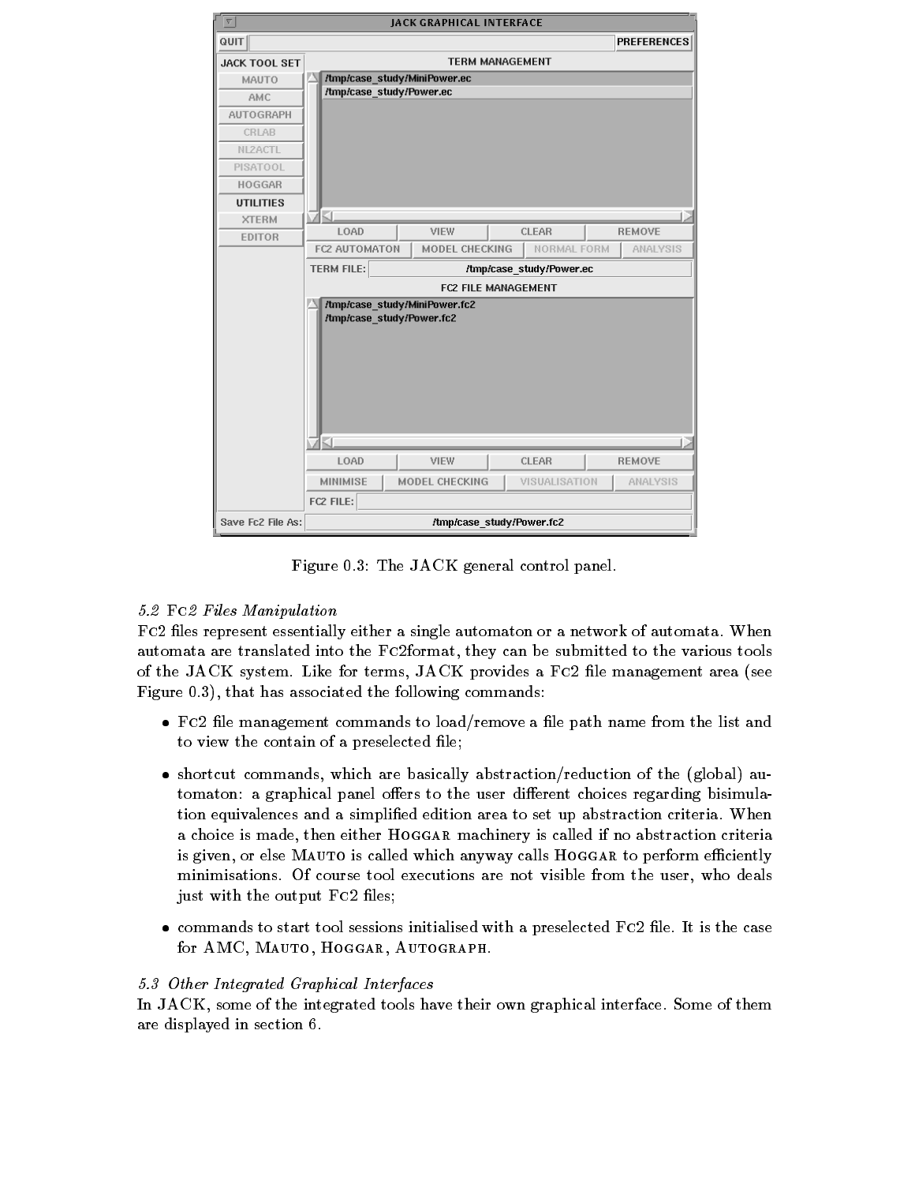Figure 0.3: The JACK general control panel.

### 5.2 FC2 *Files Manipulation*

FC2 files represent essentially either a single automaton or a network of automata. When automata are translated into the FC2format, they can be submitted to the various tools of the JACK system. Like for terms, JACK provides a FC2 file management area (see Figure 0.3), that has associated the following commands:

- FC2 file management commands to load/remove a file path name from the list and to view the contain of a preselected file;
- shortcut commands, which are basically abstraction/reduction of the (global) automaton: a graphical panel offers to the user different choices regarding bisimulation equivalences and a simplified edition area to set up abstraction criteria. When a choice is made, then either HOGGAR machinery is called if no abstraction criteria is given, or else MAUTO is called which anyway calls HOGGAR to perform efficiently minimisations. Of course tool executions are not visible from the user, who deals just with the output FC2 files;
- commands to start tool sessions initialised with a preselected FC2 file. It is the case for AMC, MAUTO, HOGGAR, AUTOGRAPH.

### 5.3 *Other Integrated Graphical Interfaces*

In JACK, some of the integrated tools have their own graphical interface. Some of them are displayed in section 6.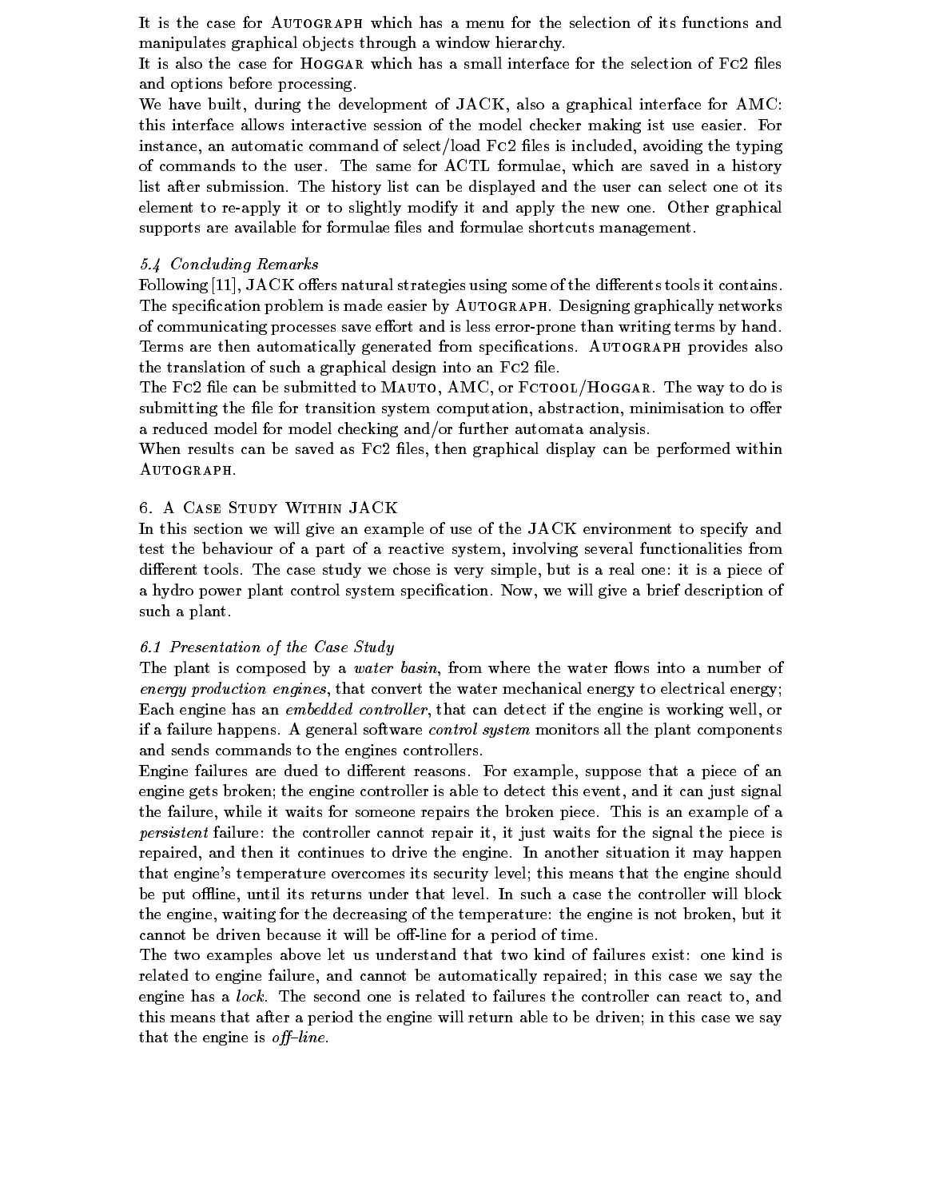It is the case for AUTOGRAPH which has a menu for the selection of its functions and manipulates graphical objects through a window hierarchy.
It is also the case for HOGGAR which has a small interface for the selection of FC2 files and options before processing.
We have built, during the development of JACK, also a graphical interface for AMC: this interface allows interactive session of the model checker making ist use easier. For instance, an automatic command of select/load FC2 files is included, avoiding the typing of commands to the user. The same for ACTL formulae, which are saved in a history list after submission. The history list can be displayed and the user can select one ot its element to re-apply it or to slightly modify it and apply the new one. Other graphical supports are available for formulae files and formulae shortcuts management.

### *5.4 Concluding Remarks*

Following [11], JACK offers natural strategies using some of the differents tools it contains. The specification problem is made easier by AUTOGRAPH. Designing graphically networks of communicating processes save effort and is less error-prone than writing terms by hand. Terms are then automatically generated from specifications. AUTOGRAPH provides also the translation of such a graphical design into an FC2 file.
The FC2 file can be submitted to MAUTO, AMC, or FCTOOL/HOGGAR. The way to do is submitting the file for transition system computation, abstraction, minimisation to offer a reduced model for model checking and/or further automata analysis.
When results can be saved as FC2 files, then graphical display can be performed within AUTOGRAPH.

## 6. A CASE STUDY WITHIN JACK

In this section we will give an example of use of the JACK environment to specify and test the behaviour of a part of a reactive system, involving several functionalities from different tools. The case study we chose is very simple, but is a real one: it is a piece of a hydro power plant control system specification. Now, we will give a brief description of such a plant.

### *6.1 Presentation of the Case Study*

The plant is composed by a *water basin*, from where the water flows into a number of *energy production engines*, that convert the water mechanical energy to electrical energy; Each engine has an *embedded controller*, that can detect if the engine is working well, or if a failure happens. A general software *control system* monitors all the plant components and sends commands to the engines controllers.
Engine failures are dued to different reasons. For example, suppose that a piece of an engine gets broken; the engine controller is able to detect this event, and it can just signal the failure, while it waits for someone repairs the broken piece. This is an example of a *persistent* failure: the controller cannot repair it, it just waits for the signal the piece is repaired, and then it continues to drive the engine. In another situation it may happen that engine's temperature overcomes its security level; this means that the engine should be put offline, until its returns under that level. In such a case the controller will block the engine, waiting for the decreasing of the temperature: the engine is not broken, but it cannot be driven because it will be off-line for a period of time.
The two examples above let us understand that two kind of failures exist: one kind is related to engine failure, and cannot be automatically repaired; in this case we say the engine has a *lock*. The second one is related to failures the controller can react to, and this means that after a period the engine will return able to be driven; in this case we say that the engine is *off–line*.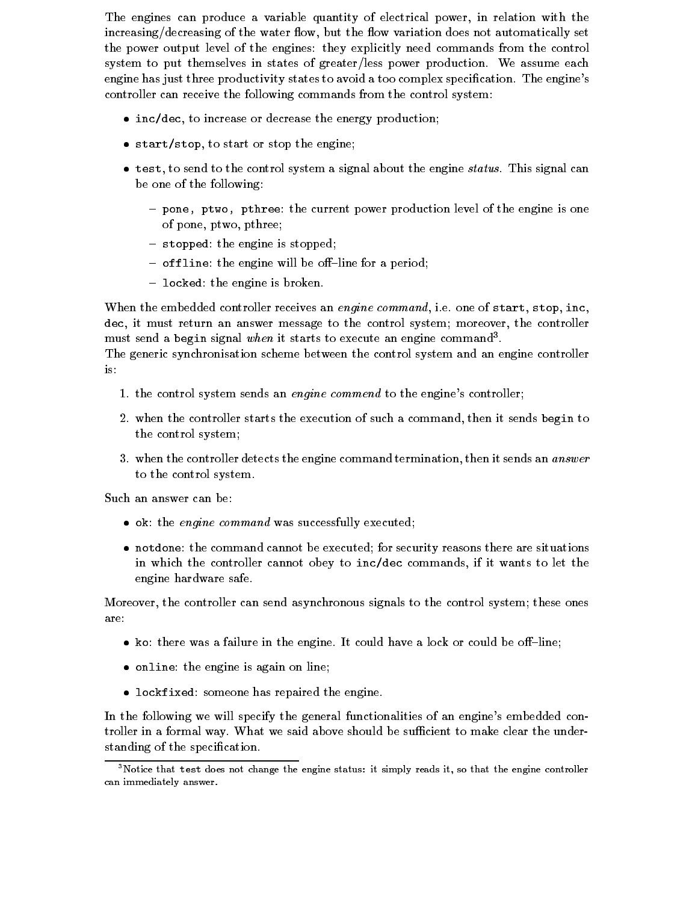The engines can produce a variable quantity of electrical power, in relation with the increasing/decreasing of the water flow, but the flow variation does not automatically set the power output level of the engines: they explicitly need commands from the control system to put themselves in states of greater/less power production. We assume each engine has just three productivity states to avoid a too complex specification. The engine's controller can receive the following commands from the control system:

- `inc/dec`, to increase or decrease the energy production;
- `start/stop`, to start or stop the engine;
- `test`, to send to the control system a signal about the engine *status*. This signal can be one of the following:
  - `pone`, `ptwo`, `pthree`: the current power production level of the engine is one of pone, ptwo, pthree;
  - `stopped`: the engine is stopped;
  - `offline`: the engine will be off–line for a period;
  - `locked`: the engine is broken.

When the embedded controller receives an *engine command*, i.e. one of `start`, `stop`, `inc`, `dec`, it must return an answer message to the control system; moreover, the controller must send a `begin` signal *when* it starts to execute an engine command[3].
The generic synchronisation scheme between the control system and an engine controller is:

1. the control system sends an *engine commend* to the engine's controller;
2. when the controller starts the execution of such a command, then it sends `begin` to the control system;
3. when the controller detects the engine command termination, then it sends an *answer* to the control system.

Such an answer can be:

- `ok`: the *engine command* was successfully executed;
- `notdone`: the command cannot be executed; for security reasons there are situations in which the controller cannot obey to `inc/dec` commands, if it wants to let the engine hardware safe.

Moreover, the controller can send asynchronous signals to the control system; these ones are:

- `ko`: there was a failure in the engine. It could have a lock or could be off–line;
- `online`: the engine is again on line;
- `lockfixed`: someone has repaired the engine.

In the following we will specify the general functionalities of an engine's embedded controller in a formal way. What we said above should be sufficient to make clear the understanding of the specification.

[3] Notice that `test` does not change the engine status: it simply reads it, so that the engine controller can immediately answer.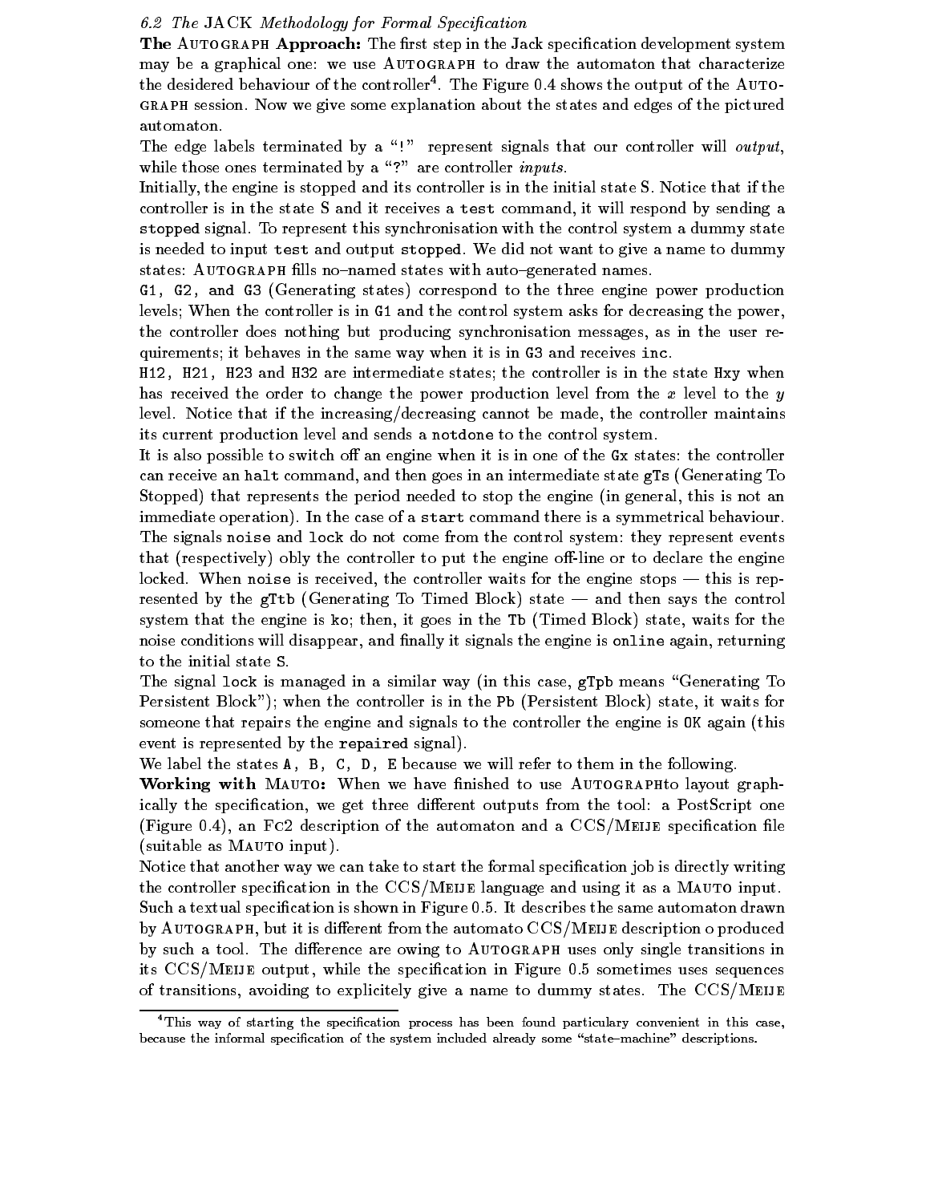**The Autograph Approach:** The first step in the Jack specification development system may be a graphical one: we use Autograph to draw the automaton that characterize the desidered behaviour of the controller[4]. The Figure 0.4 shows the output of the Autograph session. Now we give some explanation about the states and edges of the pictured automaton.

The edge labels terminated by a "!" represent signals that our controller will *output*, while those ones terminated by a "?" are controller *inputs*.

Initially, the engine is stopped and its controller is in the initial state S. Notice that if the controller is in the state S and it receives a `test` command, it will respond by sending a `stopped` signal. To represent this synchronisation with the control system a dummy state is needed to input `test` and output `stopped`. We did not want to give a name to dummy states: Autograph fills no–named states with auto–generated names.

`G1`, `G2`, and `G3` (Generating states) correspond to the three engine power production levels; When the controller is in `G1` and the control system asks for decreasing the power, the controller does nothing but producing synchronisation messages, as in the user requirements; it behaves in the same way when it is in `G3` and receives `inc`.

`H12`, `H21`, `H23` and `H32` are intermediate states; the controller is in the state `Hxy` when has received the order to change the power production level from the $x$ level to the $y$ level. Notice that if the increasing/decreasing cannot be made, the controller maintains its current production level and sends a `notdone` to the control system.

It is also possible to switch off an engine when it is in one of the `Gx` states: the controller can receive an `halt` command, and then goes in an intermediate state `gTs` (Generating To Stopped) that represents the period needed to stop the engine (in general, this is not an immediate operation). In the case of a `start` command there is a symmetrical behaviour.

The signals `noise` and `lock` do not come from the control system: they represent events that (respectively) obly the controller to put the engine off-line or to declare the engine locked. When `noise` is received, the controller waits for the engine stops — this is represented by the `gTtb` (Generating To Timed Block) state — and then says the control system that the engine is `ko`; then, it goes in the `Tb` (Timed Block) state, waits for the noise conditions will disappear, and finally it signals the engine is `online` again, returning to the initial state S.

The signal `lock` is managed in a similar way (in this case, `gTpb` means "Generating To Persistent Block"); when the controller is in the `Pb` (Persistent Block) state, it waits for someone that repairs the engine and signals to the controller the engine is `OK` again (this event is represented by the `repaired` signal).

We label the states `A`, `B`, `C`, `D`, `E` because we will refer to them in the following.

**Working with Mauto:** When we have finished to use Autographto layout graphically the specification, we get three different outputs from the tool: a PostScript one (Figure 0.4), an Fc2 description of the automaton and a CCS/Meije specification file (suitable as Mauto input).

Notice that another way we can take to start the formal specification job is directly writing the controller specification in the CCS/Meije language and using it as a Mauto input. Such a textual specification is shown in Figure 0.5. It describes the same automaton drawn by Autograph, but it is different from the automato CCS/Meije description o produced by such a tool. The difference are owing to Autograph uses only single transitions in its CCS/Meije output, while the specification in Figure 0.5 sometimes uses sequences of transitions, avoiding to explicitely give a name to dummy states. The CCS/Meije

[4]This way of starting the specification process has been found particulary convenient in this case, because the informal specification of the system included already some "state–machine" descriptions.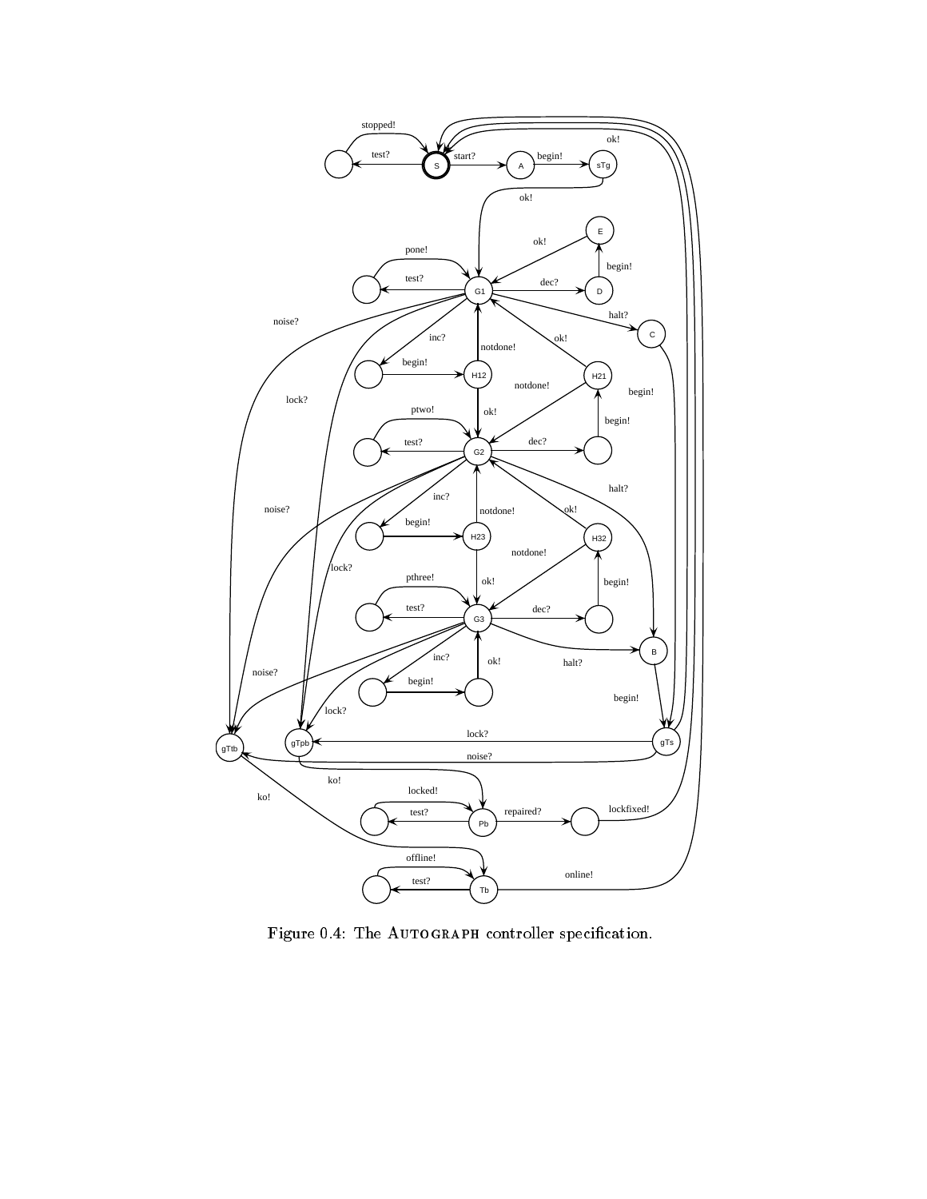Figure 0.4: The AUTOGRAPH controller specification.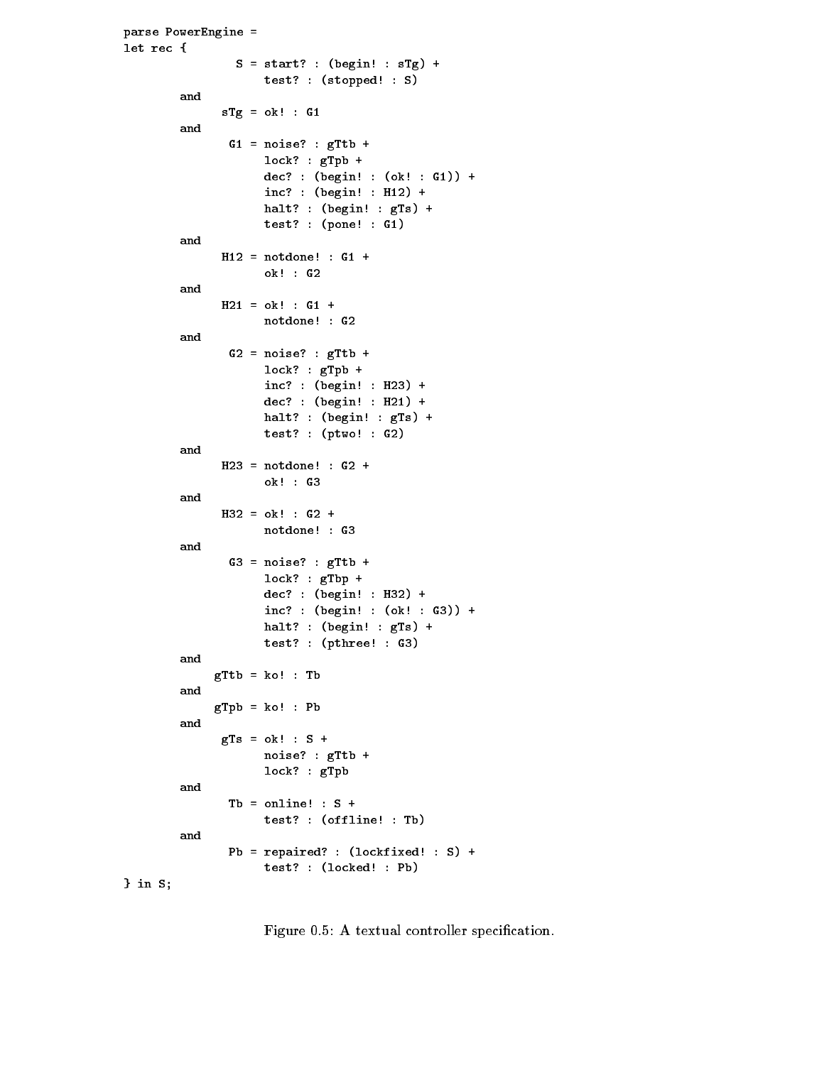```
parse PowerEngine =
let rec {
                S = start? : (begin! : sTg) +
                    test? : (stopped! : S)
        and
              sTg = ok! : G1
        and
               G1 = noise? : gTtb +
                    lock? : gTpb +
                    dec? : (begin! : (ok! : G1)) +
                    inc? : (begin! : H12) +
                    halt? : (begin! : gTs) +
                    test? : (pone! : G1)
        and
              H12 = notdone! : G1 +
                    ok! : G2
        and
              H21 = ok! : G1 +
                    notdone! : G2
        and
               G2 = noise? : gTtb +
                    lock? : gTpb +
                    inc? : (begin! : H23) +
                    dec? : (begin! : H21) +
                    halt? : (begin! : gTs) +
                    test? : (ptwo! : G2)
        and
              H23 = notdone! : G2 +
                    ok! : G3
        and
              H32 = ok! : G2 +
                    notdone! : G3
        and
               G3 = noise? : gTtb +
                    lock? : gTbp +
                    dec? : (begin! : H32) +
                    inc? : (begin! : (ok! : G3)) +
                    halt? : (begin! : gTs) +
                    test? : (pthree! : G3)
        and
             gTtb = ko! : Tb
        and
             gTpb = ko! : Pb
        and
              gTs = ok! : S +
                    noise? : gTtb +
                    lock? : gTpb
        and
               Tb = online! : S +
                    test? : (offline! : Tb)
        and
               Pb = repaired? : (lockfixed! : S) +
                    test? : (locked! : Pb)
} in S;
```

Figure 0.5: A textual controller specification.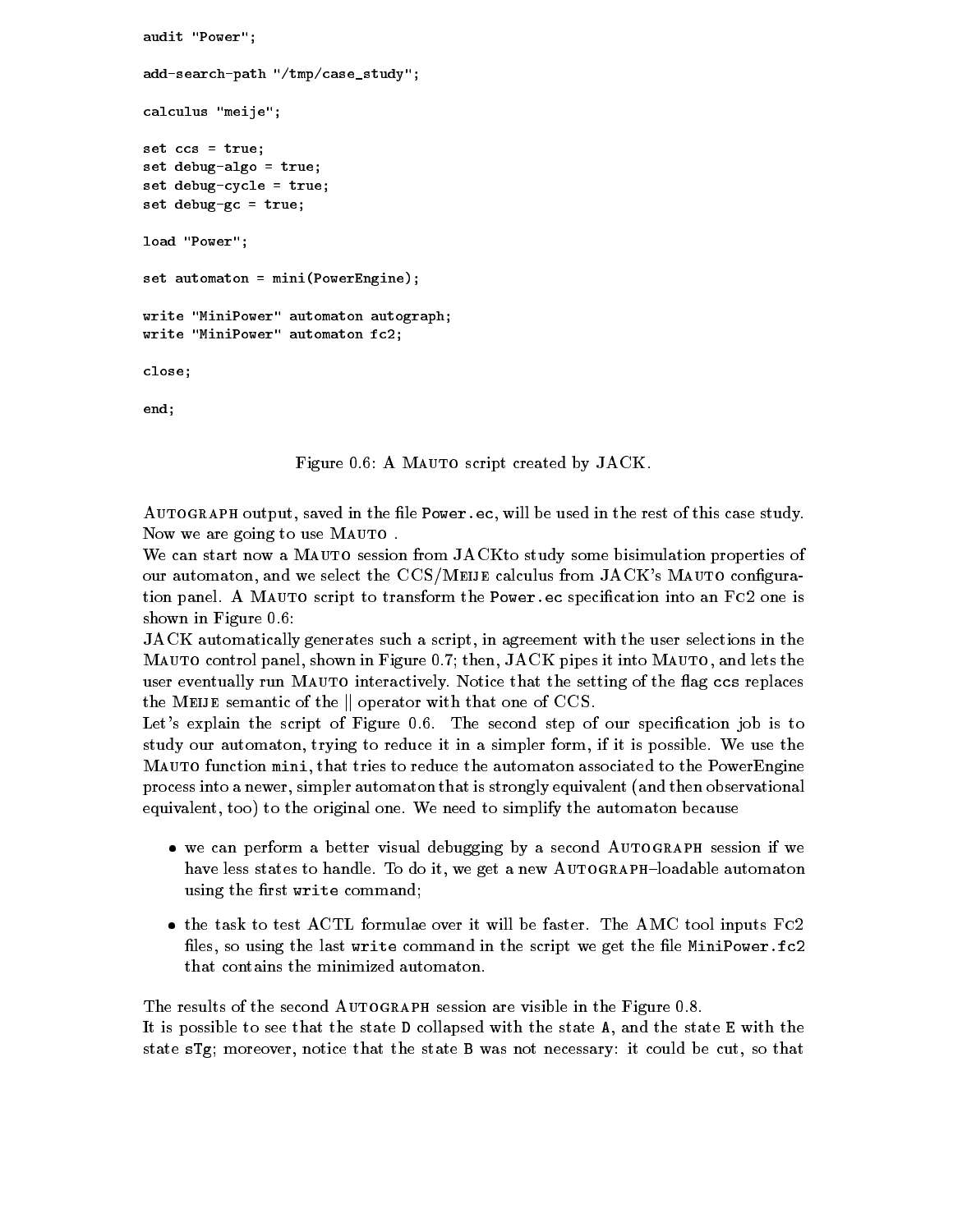```
audit "Power";

add-search-path "/tmp/case_study";

calculus "meije";

set ccs = true;
set debug-algo = true;
set debug-cycle = true;
set debug-gc = true;

load "Power";

set automaton = mini(PowerEngine);

write "MiniPower" automaton autograph;
write "MiniPower" automaton fc2;

close;

end;
```

Figure 0.6: A MAUTO script created by JACK.

AUTOGRAPH output, saved in the file Power.ec, will be used in the rest of this case study. Now we are going to use MAUTO .

We can start now a MAUTO session from JACKto study some bisimulation properties of our automaton, and we select the CCS/MEIJE calculus from JACK's MAUTO configuration panel. A MAUTO script to transform the Power.ec specification into an FC2 one is shown in Figure 0.6:

JACK automatically generates such a script, in agreement with the user selections in the MAUTO control panel, shown in Figure 0.7; then, JACK pipes it into MAUTO, and lets the user eventually run MAUTO interactively. Notice that the setting of the flag ccs replaces the MEIJE semantic of the || operator with that one of CCS.

Let's explain the script of Figure 0.6. The second step of our specification job is to study our automaton, trying to reduce it in a simpler form, if it is possible. We use the MAUTO function mini, that tries to reduce the automaton associated to the PowerEngine process into a newer, simpler automaton that is strongly equivalent (and then observational equivalent, too) to the original one. We need to simplify the automaton because

- we can perform a better visual debugging by a second AUTOGRAPH session if we have less states to handle. To do it, we get a new AUTOGRAPH–loadable automaton using the first write command;
- the task to test ACTL formulae over it will be faster. The AMC tool inputs FC2 files, so using the last write command in the script we get the file MiniPower.fc2 that contains the minimized automaton.

The results of the second AUTOGRAPH session are visible in the Figure 0.8.

It is possible to see that the state D collapsed with the state A, and the state E with the state sTg; moreover, notice that the state B was not necessary: it could be cut, so that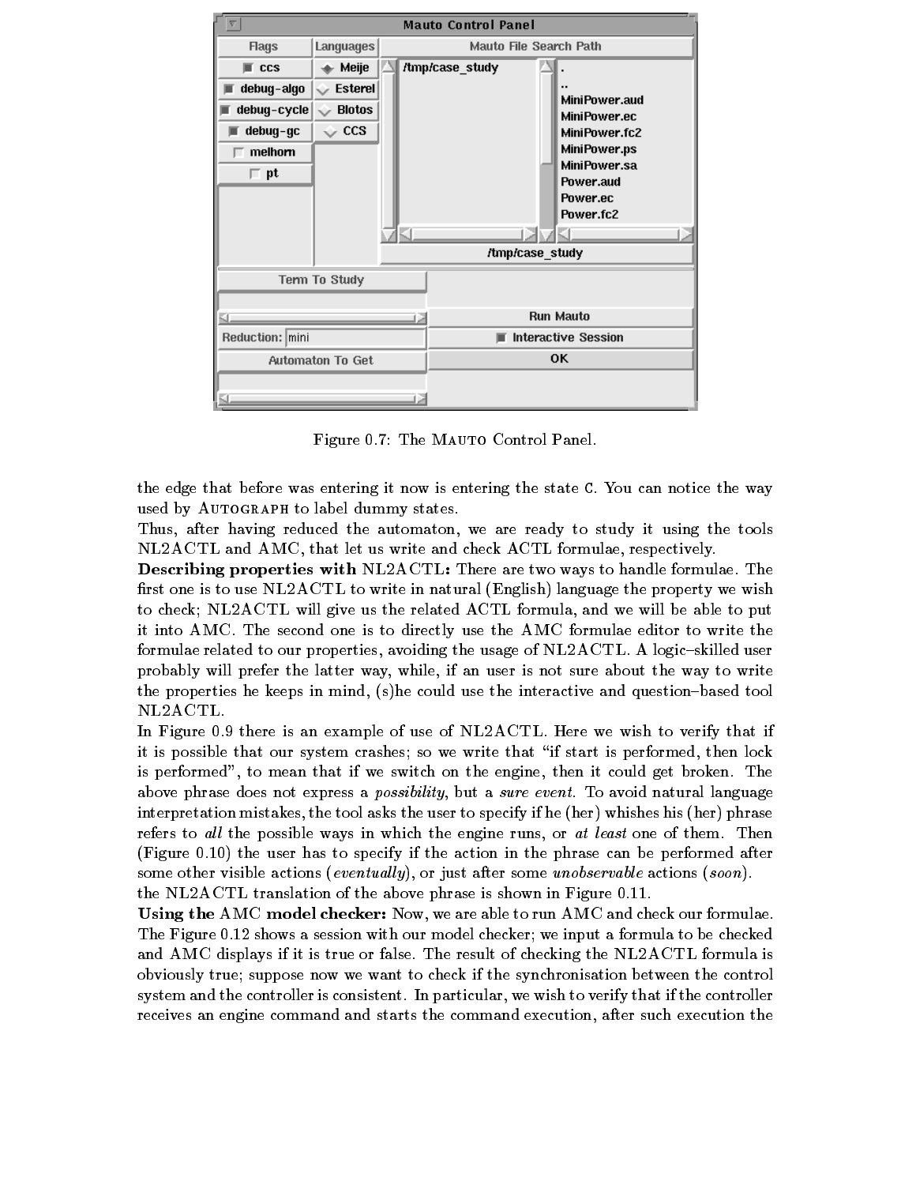Figure 0.7: The MAUTO Control Panel.

the edge that before was entering it now is entering the state C. You can notice the way used by AUTOGRAPH to label dummy states.
Thus, after having reduced the automaton, we are ready to study it using the tools NL2ACTL and AMC, that let us write and check ACTL formulae, respectively.

**Describing properties with** NL2ACTL**:** There are two ways to handle formulae. The first one is to use NL2ACTL to write in natural (English) language the property we wish to check; NL2ACTL will give us the related ACTL formula, and we will be able to put it into AMC. The second one is to directly use the AMC formulae editor to write the formulae related to our properties, avoiding the usage of NL2ACTL. A logic–skilled user probably will prefer the latter way, while, if an user is not sure about the way to write the properties he keeps in mind, (s)he could use the interactive and question–based tool NL2ACTL.

In Figure 0.9 there is an example of use of NL2ACTL. Here we wish to verify that if it is possible that our system crashes; so we write that "if start is performed, then lock is performed", to mean that if we switch on the engine, then it could get broken. The above phrase does not express a *possibility*, but a *sure event*. To avoid natural language interpretation mistakes, the tool asks the user to specify if he (her) whishes his (her) phrase refers to *all* the possible ways in which the engine runs, or *at least* one of them. Then (Figure 0.10) the user has to specify if the action in the phrase can be performed after some other visible actions (*eventually*), or just after some *unobservable* actions (*soon*). the NL2ACTL translation of the above phrase is shown in Figure 0.11.

**Using the** AMC **model checker:** Now, we are able to run AMC and check our formulae. The Figure 0.12 shows a session with our model checker; we input a formula to be checked and AMC displays if it is true or false. The result of checking the NL2ACTL formula is obviously true; suppose now we want to check if the synchronisation between the control system and the controller is consistent. In particular, we wish to verify that if the controller receives an engine command and starts the command execution, after such execution the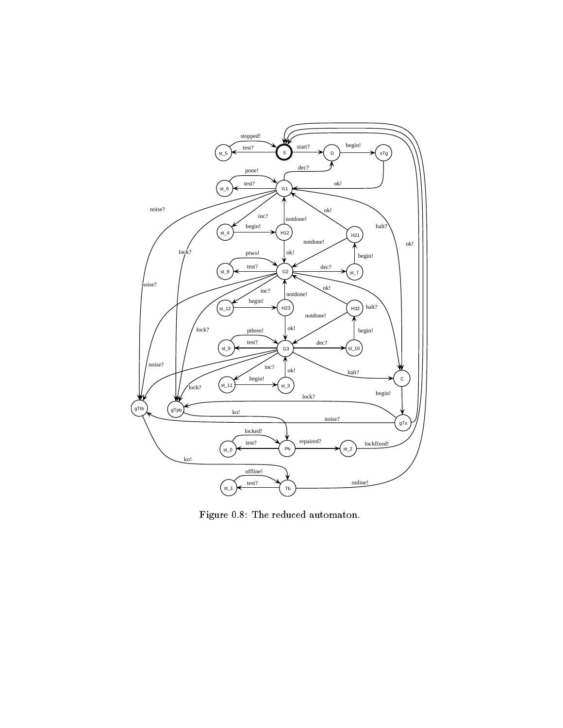stopped!

test? start? begin!

st_5 S D sTg

pone! dec?

test? ok!

st_6 G1

noise? ok!

inc? halt?

notdone!

begin! ok!

st_4 H12 H21

notdone!

lock? ok! begin!

ptwo!

test? dec?

st_8 G2 st_7

noise?

inc? ok!

notdone!

begin! halt?

st_12 H23 H32

notdone!

lock? ok! begin!

pthree!

test? dec?

st_9 G3 st_10

noise? inc? ok!

halt?

lock? begin!

st_11 st_3 C

lock?

gTtb gTpb

ko! noise? gTs

locked!

test? repaired? lockfixed!

st_0 Pb st_2

ko!

offline!

test? online!

st_1 Tb

Figure 0.8: The reduced automaton.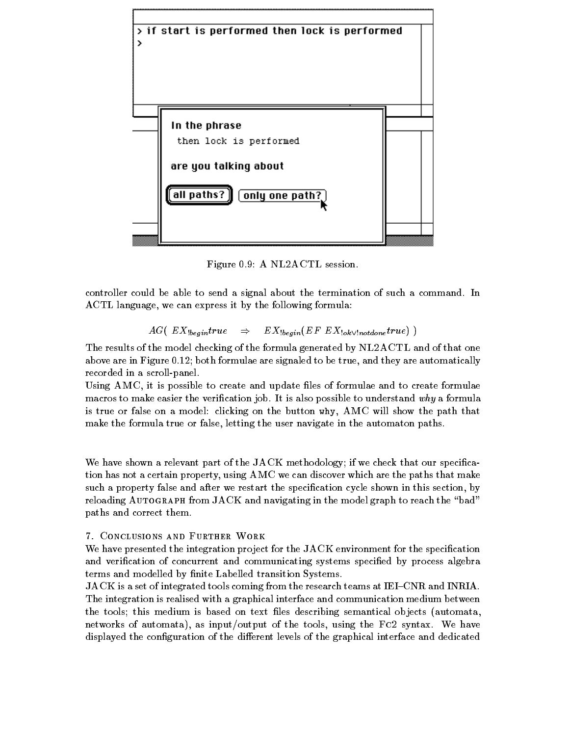> if start is performed then lock is performed
>
> In the phrase
> then lock is performed
> are you talking about
> all paths? only one path?

Figure 0.9: A NL2ACTL session.

controller could be able to send a signal about the termination of such a command. In ACTL language, we can express it by the following formula:

$$AG(\ EX_{!begin}true \quad \Rightarrow \quad EX_{!begin}(EF\ EX_{!ok \vee !notdone}true)\ )$$

The results of the model checking of the formula generated by NL2ACTL and of that one above are in Figure 0.12; both formulae are signaled to be true, and they are automatically recorded in a scroll-panel.

Using AMC, it is possible to create and update files of formulae and to create formulae macros to make easier the verification job. It is also possible to understand *why* a formula is true or false on a model: clicking on the button `why`, AMC will show the path that make the formula true or false, letting the user navigate in the automaton paths.

We have shown a relevant part of the JACK methodology; if we check that our specification has not a certain property, using AMC we can discover which are the paths that make such a property false and after we restart the specification cycle shown in this section, by reloading Autograph from JACK and navigating in the model graph to reach the "bad" paths and correct them.

## 7. Conclusions and Further Work

We have presented the integration project for the JACK environment for the specification and verification of concurrent and communicating systems specified by process algebra terms and modelled by finite Labelled transition Systems.

JACK is a set of integrated tools coming from the research teams at IEI–CNR and INRIA. The integration is realised with a graphical interface and communication medium between the tools; this medium is based on text files describing semantical objects (automata, networks of automata), as input/output of the tools, using the Fc2 syntax. We have displayed the configuration of the different levels of the graphical interface and dedicated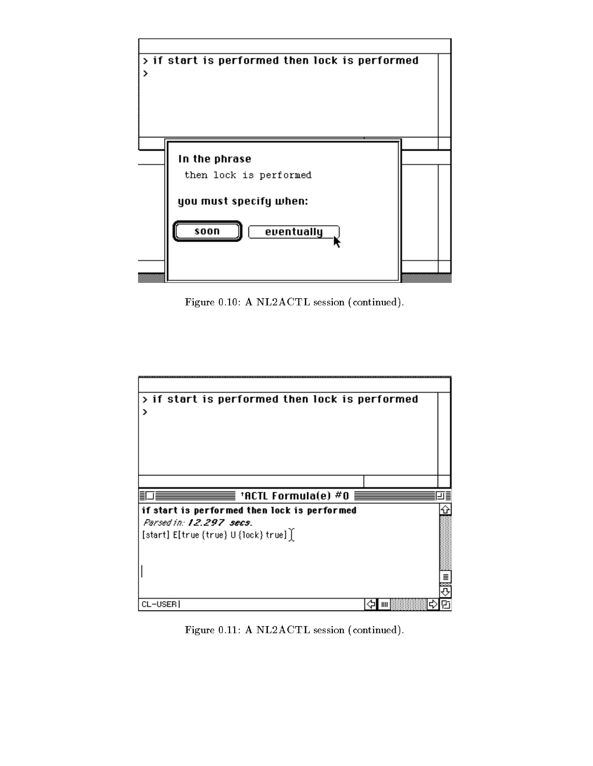> if start is performed then lock is performed
>

In the phrase
then lock is performed

you must specify when:

soon eventually

Figure 0.10: A NL2ACTL session (continued).

> if start is performed then lock is performed
>

ACTL Formula(e) #0

if start is performed then lock is performed
Parsed in: 12.297 secs.
[start] E[true {true} U {lock} true]

CL-USER

Figure 0.11: A NL2ACTL session (continued).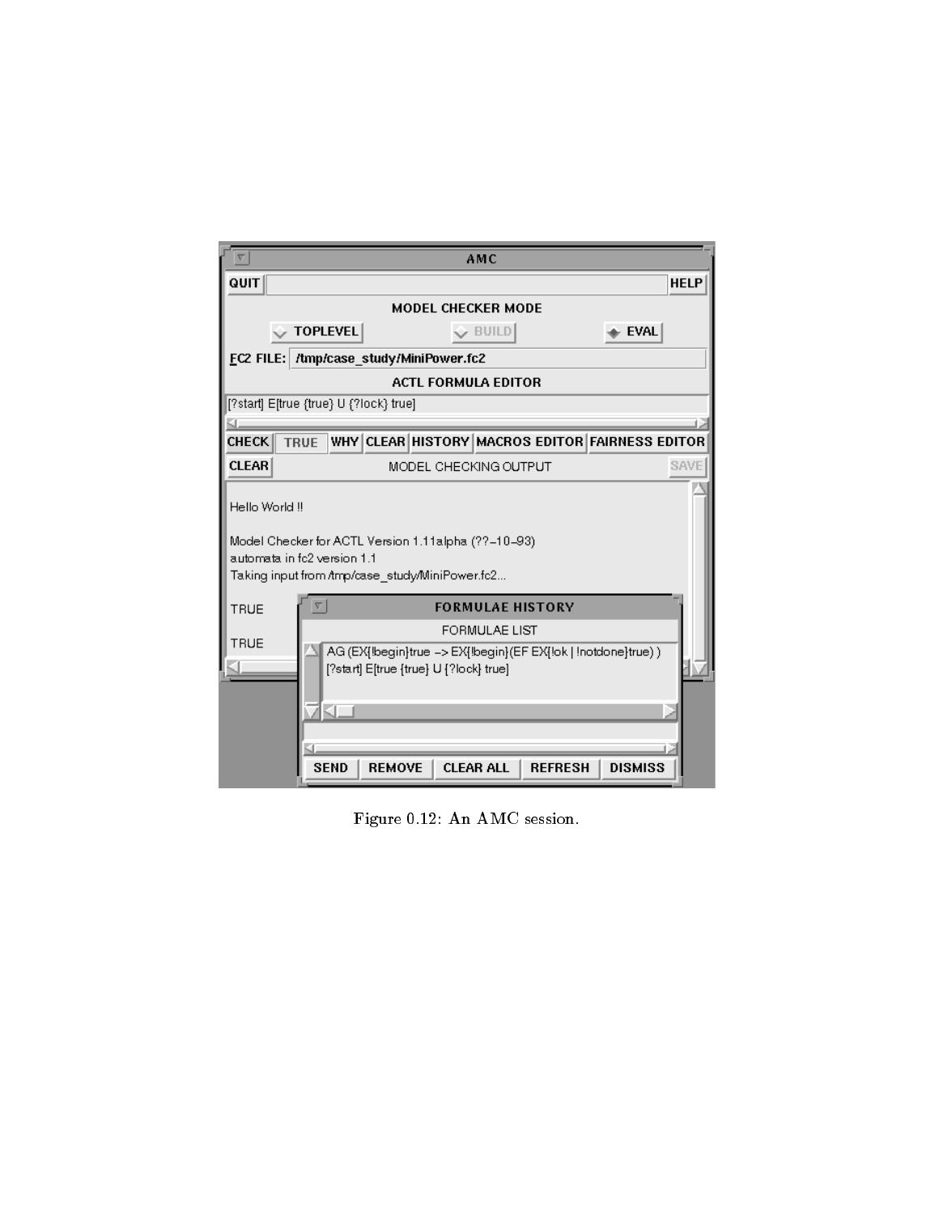Figure 0.12: An AMC session.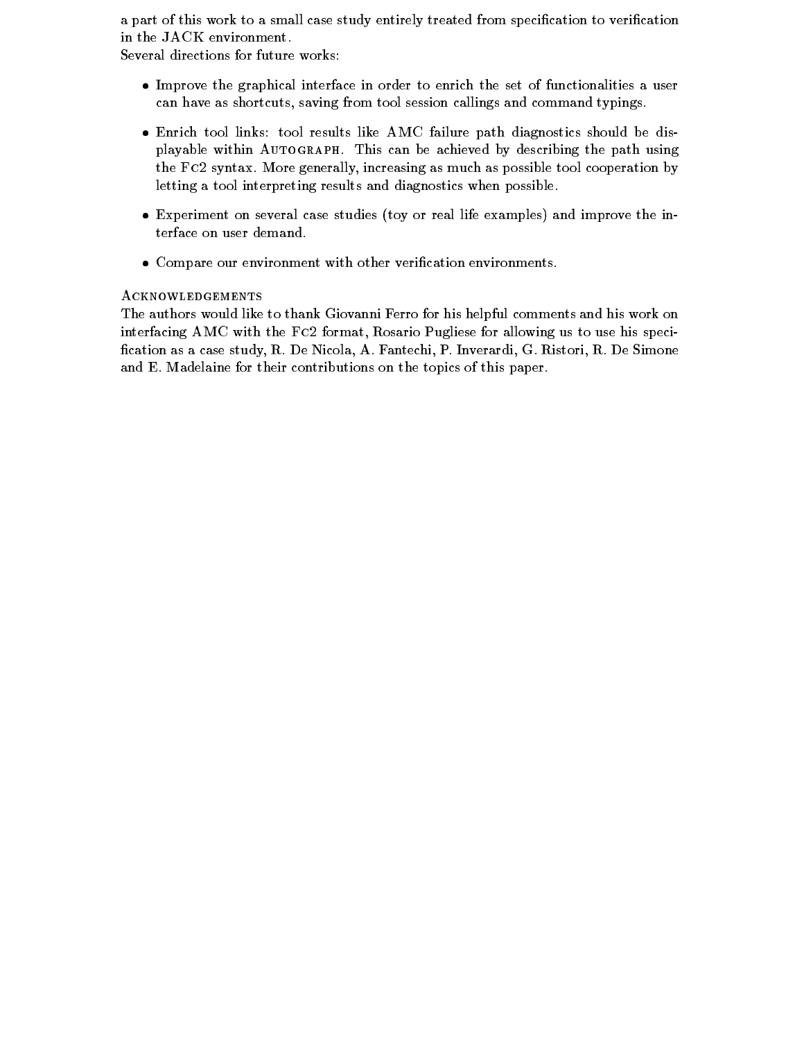a part of this work to a small case study entirely treated from specification to verification in the JACK environment.

Several directions for future works:

- Improve the graphical interface in order to enrich the set of functionalities a user can have as shortcuts, saving from tool session callings and command typings.
- Enrich tool links: tool results like AMC failure path diagnostics should be displayable within AUTOGRAPH. This can be achieved by describing the path using the FC2 syntax. More generally, increasing as much as possible tool cooperation by letting a tool interpreting results and diagnostics when possible.
- Experiment on several case studies (toy or real life examples) and improve the interface on user demand.
- Compare our environment with other verification environments.

ACKNOWLEDGEMENTS

The authors would like to thank Giovanni Ferro for his helpful comments and his work on interfacing AMC with the FC2 format, Rosario Pugliese for allowing us to use his specification as a case study, R. De Nicola, A. Fantechi, P. Inverardi, G. Ristori, R. De Simone and E. Madelaine for their contributions on the topics of this paper.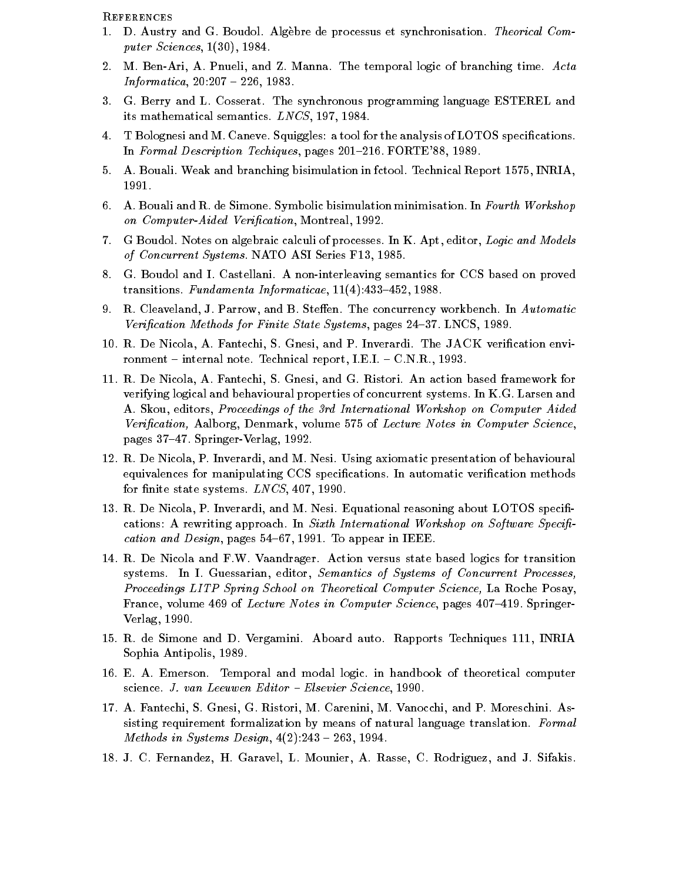# References

1. D. Austry and G. Boudol. Algèbre de processus et synchronisation. *Theorical Computer Sciences*, 1(30), 1984.
2. M. Ben-Ari, A. Pnueli, and Z. Manna. The temporal logic of branching time. *Acta Informatica*, 20:207 – 226, 1983.
3. G. Berry and L. Cosserat. The synchronous programming language ESTEREL and its mathematical semantics. *LNCS*, 197, 1984.
4. T Bolognesi and M. Caneve. Squiggles: a tool for the analysis of LOTOS specifications. In *Formal Description Techiques*, pages 201–216. FORTE'88, 1989.
5. A. Bouali. Weak and branching bisimulation in fctool. Technical Report 1575, INRIA, 1991.
6. A. Bouali and R. de Simone. Symbolic bisimulation minimisation. In *Fourth Workshop on Computer-Aided Verification*, Montreal, 1992.
7. G Boudol. Notes on algebraic calculi of processes. In K. Apt, editor, *Logic and Models of Concurrent Systems*. NATO ASI Series F13, 1985.
8. G. Boudol and I. Castellani. A non-interleaving semantics for CCS based on proved transitions. *Fundamenta Informaticae*, 11(4):433–452, 1988.
9. R. Cleaveland, J. Parrow, and B. Steffen. The concurrency workbench. In *Automatic Verification Methods for Finite State Systems*, pages 24–37. LNCS, 1989.
10. R. De Nicola, A. Fantechi, S. Gnesi, and P. Inverardi. The JACK verification environment – internal note. Technical report, I.E.I. – C.N.R., 1993.
11. R. De Nicola, A. Fantechi, S. Gnesi, and G. Ristori. An action based framework for verifying logical and behavioural properties of concurrent systems. In K.G. Larsen and A. Skou, editors, *Proceedings of the 3rd International Workshop on Computer Aided Verification,* Aalborg, Denmark, volume 575 of *Lecture Notes in Computer Science*, pages 37–47. Springer-Verlag, 1992.
12. R. De Nicola, P. Inverardi, and M. Nesi. Using axiomatic presentation of behavioural equivalences for manipulating CCS specifications. In automatic verification methods for finite state systems. *LNCS*, 407, 1990.
13. R. De Nicola, P. Inverardi, and M. Nesi. Equational reasoning about LOTOS specifications: A rewriting approach. In *Sixth International Workshop on Software Specification and Design*, pages 54–67, 1991. To appear in IEEE.
14. R. De Nicola and F.W. Vaandrager. Action versus state based logics for transition systems. In I. Guessarian, editor, *Semantics of Systems of Concurrent Processes, Proceedings LITP Spring School on Theoretical Computer Science,* La Roche Posay, France, volume 469 of *Lecture Notes in Computer Science*, pages 407–419. Springer-Verlag, 1990.
15. R. de Simone and D. Vergamini. Aboard auto. Rapports Techniques 111, INRIA Sophia Antipolis, 1989.
16. E. A. Emerson. Temporal and modal logic. in handbook of theoretical computer science. *J. van Leeuwen Editor – Elsevier Science*, 1990.
17. A. Fantechi, S. Gnesi, G. Ristori, M. Carenini, M. Vanocchi, and P. Moreschini. Assisting requirement formalization by means of natural language translation. *Formal Methods in Systems Design*, 4(2):243 – 263, 1994.
18. J. C. Fernandez, H. Garavel, L. Mounier, A. Rasse, C. Rodriguez, and J. Sifakis.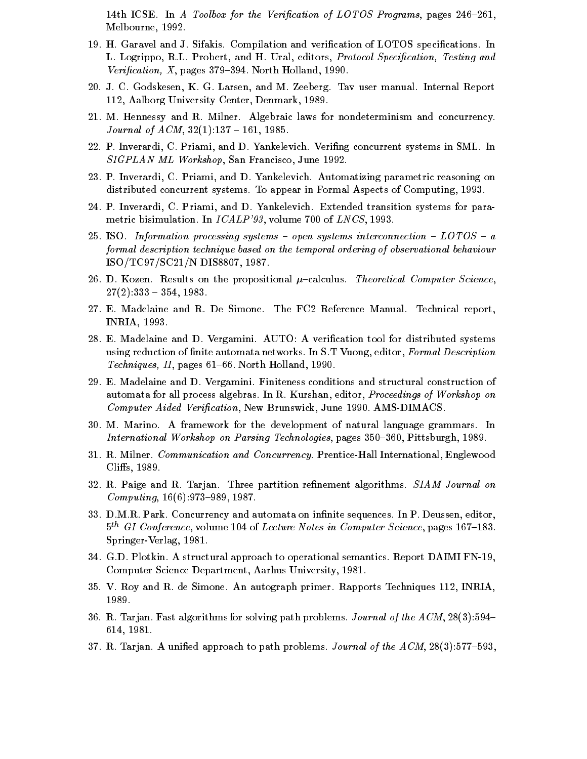14th ICSE. In *A Toolbox for the Verification of LOTOS Programs*, pages 246–261, Melbourne, 1992.

19. H. Garavel and J. Sifakis. Compilation and verification of LOTOS specifications. In L. Logrippo, R.L. Probert, and H. Ural, editors, *Protocol Specification, Testing and Verification, X*, pages 379–394. North Holland, 1990.

20. J. C. Godskesen, K. G. Larsen, and M. Zeeberg. Tav user manual. Internal Report 112, Aalborg University Center, Denmark, 1989.

21. M. Hennessy and R. Milner. Algebraic laws for nondeterminism and concurrency. *Journal of ACM*, 32(1):137 – 161, 1985.

22. P. Inverardi, C. Priami, and D. Yankelevich. Verifing concurrent systems in SML. In *SIGPLAN ML Workshop*, San Francisco, June 1992.

23. P. Inverardi, C. Priami, and D. Yankelevich. Automatizing parametric reasoning on distributed concurrent systems. To appear in Formal Aspects of Computing, 1993.

24. P. Inverardi, C. Priami, and D. Yankelevich. Extended transition systems for parametric bisimulation. In *ICALP'93*, volume 700 of *LNCS*, 1993.

25. ISO. *Information processing systems – open systems interconnection – LOTOS – a formal description technique based on the temporal ordering of observational behaviour* ISO/TC97/SC21/N DIS8807, 1987.

26. D. Kozen. Results on the propositional $\mu$–calculus. *Theoretical Computer Science*, 27(2):333 – 354, 1983.

27. E. Madelaine and R. De Simone. The FC2 Reference Manual. Technical report, INRIA, 1993.

28. E. Madelaine and D. Vergamini. AUTO: A verification tool for distributed systems using reduction of finite automata networks. In S.T Vuong, editor, *Formal Description Techniques, II*, pages 61–66. North Holland, 1990.

29. E. Madelaine and D. Vergamini. Finiteness conditions and structural construction of automata for all process algebras. In R. Kurshan, editor, *Proceedings of Workshop on Computer Aided Verification*, New Brunswick, June 1990. AMS-DIMACS.

30. M. Marino. A framework for the development of natural language grammars. In *International Workshop on Parsing Technologies*, pages 350–360, Pittsburgh, 1989.

31. R. Milner. *Communication and Concurrency.* Prentice-Hall International, Englewood Cliffs, 1989.

32. R. Paige and R. Tarjan. Three partition refinement algorithms. *SIAM Journal on Computing*, 16(6):973–989, 1987.

33. D.M.R. Park. Concurrency and automata on infinite sequences. In P. Deussen, editor, $5^{th}$ *GI Conference*, volume 104 of *Lecture Notes in Computer Science*, pages 167–183. Springer-Verlag, 1981.

34. G.D. Plotkin. A structural approach to operational semantics. Report DAIMI FN-19, Computer Science Department, Aarhus University, 1981.

35. V. Roy and R. de Simone. An autograph primer. Rapports Techniques 112, INRIA, 1989.

36. R. Tarjan. Fast algorithms for solving path problems. *Journal of the ACM*, 28(3):594–614, 1981.

37. R. Tarjan. A unified approach to path problems. *Journal of the ACM*, 28(3):577–593,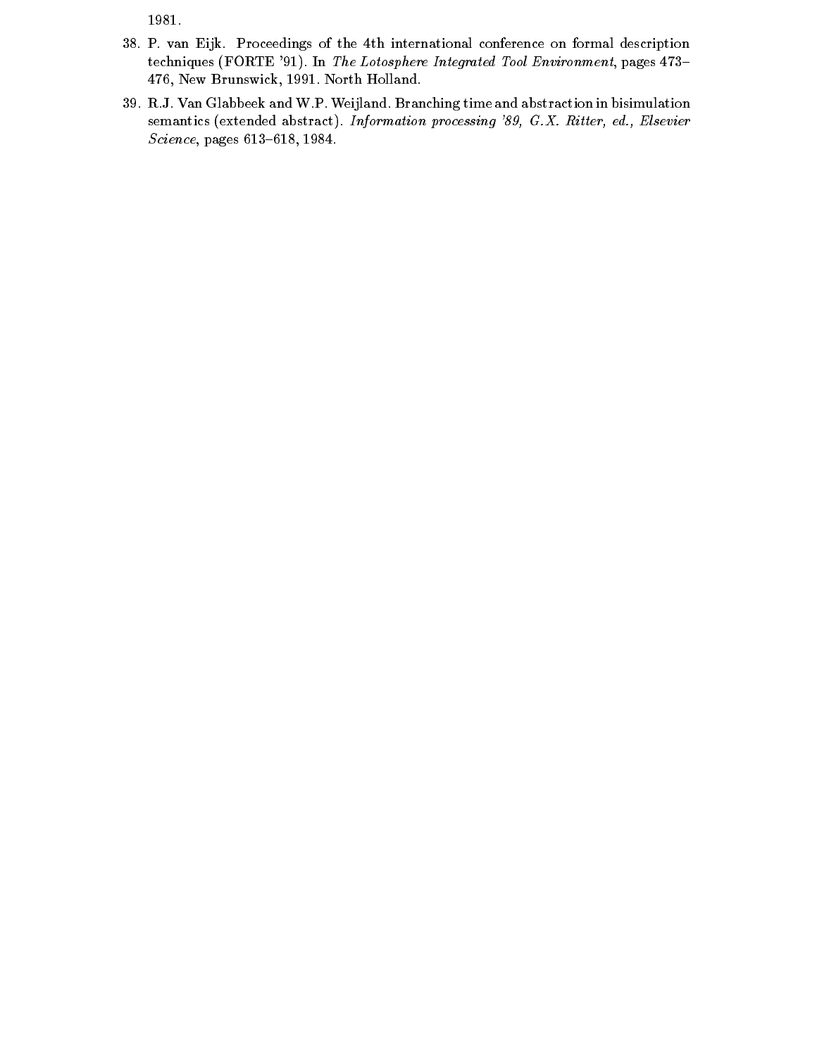1981.

38. P. van Eijk. Proceedings of the 4th international conference on formal description techniques (FORTE '91). In *The Lotosphere Integrated Tool Environment*, pages 473–476, New Brunswick, 1991. North Holland.

39. R.J. Van Glabbeek and W.P. Weijland. Branching time and abstraction in bisimulation semantics (extended abstract). *Information processing '89, G.X. Ritter, ed., Elsevier Science*, pages 613–618, 1984.